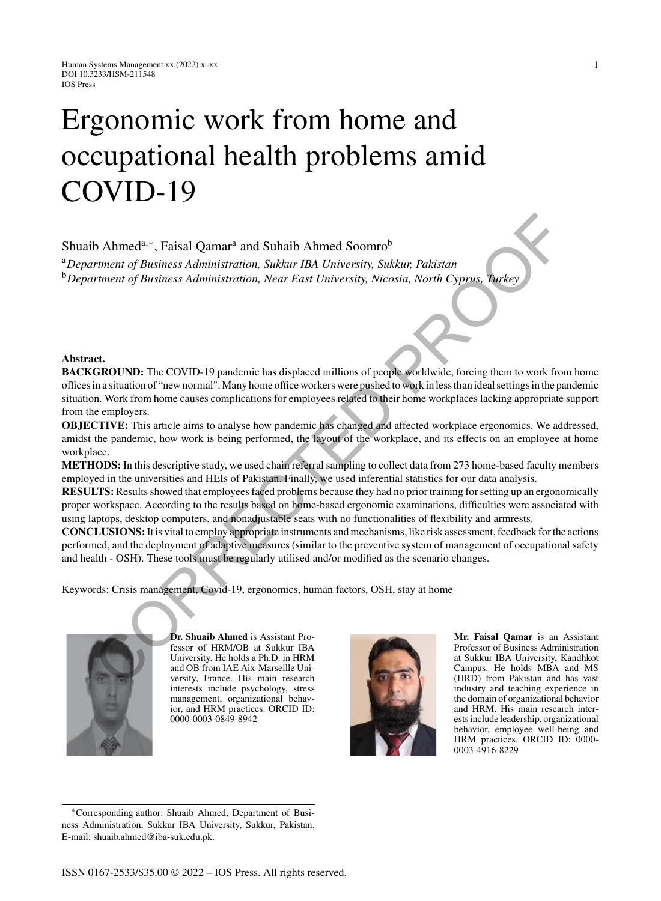# Ergonomic work from home and occupational health problems amid COVID-19

Shuaib Ahmed[a,*], Faisal Qamar[a] and Suhaib Ahmed Soomro[b]

[a]*Department of Business Administration, Sukkur IBA University, Sukkur, Pakistan*

[b]*Department of Business Administration, Near East University, Nicosia, North Cyprus, Turkey*

**Abstract.**

**BACKGROUND:** The COVID-19 pandemic has displaced millions of people worldwide, forcing them to work from home offices in a situation of "new normal". Many home office workers were pushed to work in less than ideal settings in the pandemic situation. Work from home causes complications for employees related to their home workplaces lacking appropriate support from the employers.

**OBJECTIVE:** This article aims to analyse how pandemic has changed and affected workplace ergonomics. We addressed, amidst the pandemic, how work is being performed, the layout of the workplace, and its effects on an employee at home workplace.

**METHODS:** In this descriptive study, we used chain referral sampling to collect data from 273 home-based faculty members employed in the universities and HEIs of Pakistan. Finally, we used inferential statistics for our data analysis.

**RESULTS:** Results showed that employees faced problems because they had no prior training for setting up an ergonomically proper workspace. According to the results based on home-based ergonomic examinations, difficulties were associated with using laptops, desktop computers, and nonadjustable seats with no functionalities of flexibility and armrests.

**CONCLUSIONS:** It is vital to employ appropriate instruments and mechanisms, like risk assessment, feedback for the actions performed, and the deployment of adaptive measures (similar to the preventive system of management of occupational safety and health - OSH). These tools must be regularly utilised and/or modified as the scenario changes.

Keywords: Crisis management, Covid-19, ergonomics, human factors, OSH, stay at home

**Dr. Shuaib Ahmed** is Assistant Professor of HRM/OB at Sukkur IBA University. He holds a Ph.D. in HRM and OB from IAE Aix-Marseille University, France. His main research interests include psychology, stress management, organizational behavior, and HRM practices. ORCID ID: 0000-0003-0849-8942

**Mr. Faisal Qamar** is an Assistant Professor of Business Administration at Sukkur IBA University, Kandhkot Campus. He holds MBA and MS (HRD) from Pakistan and has vast industry and teaching experience in the domain of organizational behavior and HRM. His main research interests include leadership, organizational behavior, employee well-being and HRM practices. ORCID ID: 0000-0003-4916-8229

*Corresponding author: Shuaib Ahmed, Department of Business Administration, Sukkur IBA University, Sukkur, Pakistan. E-mail: shuaib.ahmed@iba-suk.edu.pk.

ISSN 0167-2533/$35.00 © 2022 – IOS Press. All rights reserved.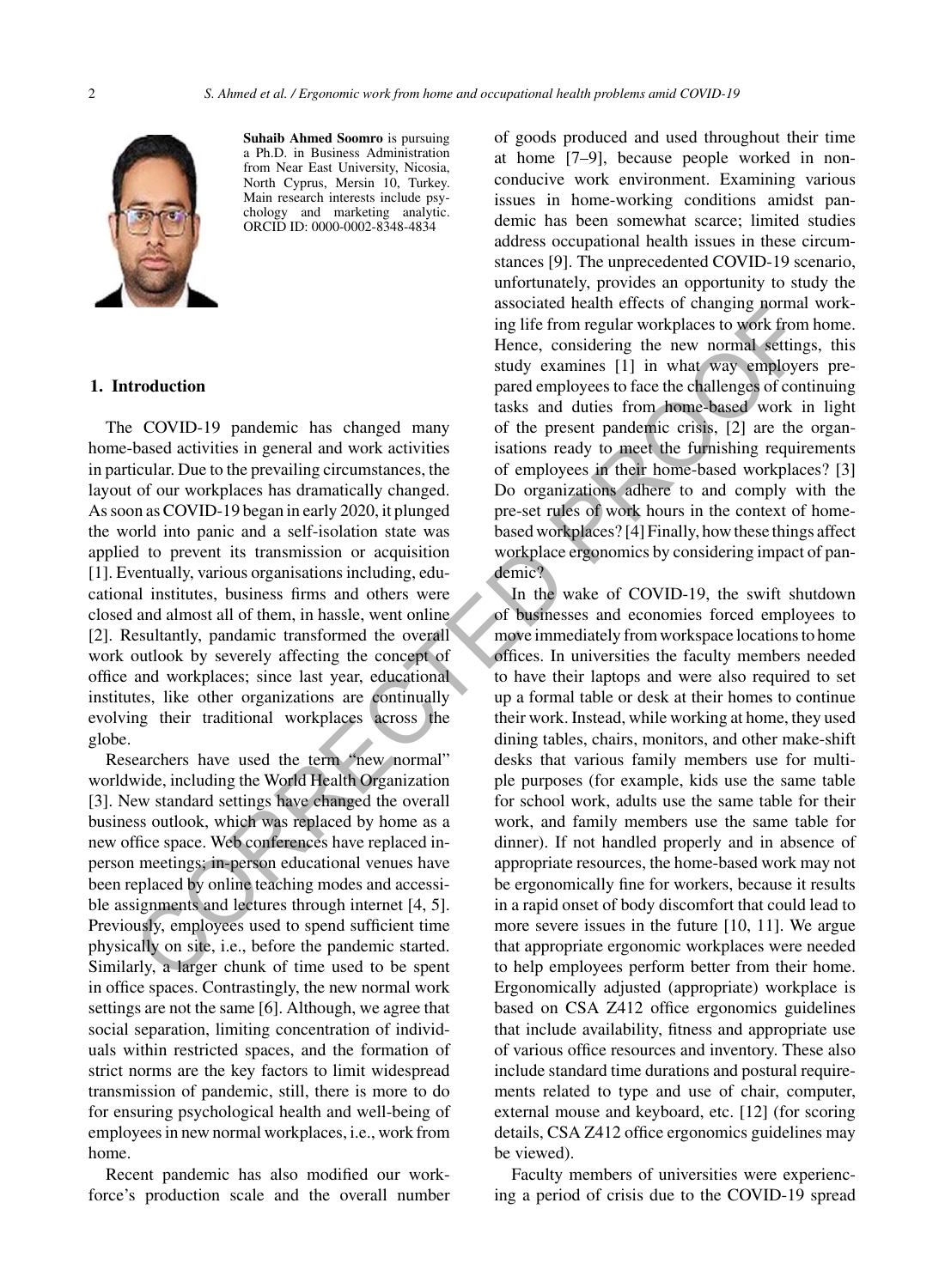**Suhaib Ahmed Soomro** is pursuing a Ph.D. in Business Administration from Near East University, Nicosia, North Cyprus, Mersin 10, Turkey. Main research interests include psychology and marketing analytic. ORCID ID: 0000-0002-8348-4834

## 1. Introduction

The COVID-19 pandemic has changed many home-based activities in general and work activities in particular. Due to the prevailing circumstances, the layout of our workplaces has dramatically changed. As soon as COVID-19 began in early 2020, it plunged the world into panic and a self-isolation state was applied to prevent its transmission or acquisition [1]. Eventually, various organisations including, educational institutes, business firms and others were closed and almost all of them, in hassle, went online [2]. Resultantly, pandamic transformed the overall work outlook by severely affecting the concept of office and workplaces; since last year, educational institutes, like other organizations are continually evolving their traditional workplaces across the globe.

Researchers have used the term "new normal" worldwide, including the World Health Organization [3]. New standard settings have changed the overall business outlook, which was replaced by home as a new office space. Web conferences have replaced in-person meetings; in-person educational venues have been replaced by online teaching modes and accessible assignments and lectures through internet [4, 5]. Previously, employees used to spend sufficient time physically on site, i.e., before the pandemic started. Similarly, a larger chunk of time used to be spent in office spaces. Contrastingly, the new normal work settings are not the same [6]. Although, we agree that social separation, limiting concentration of individuals within restricted spaces, and the formation of strict norms are the key factors to limit widespread transmission of pandemic, still, there is more to do for ensuring psychological health and well-being of employees in new normal workplaces, i.e., work from home.

Recent pandemic has also modified our workforce's production scale and the overall number of goods produced and used throughout their time at home [7–9], because people worked in non-conducive work environment. Examining various issues in home-working conditions amidst pandemic has been somewhat scarce; limited studies address occupational health issues in these circumstances [9]. The unprecedented COVID-19 scenario, unfortunately, provides an opportunity to study the associated health effects of changing normal working life from regular workplaces to work from home. Hence, considering the new normal settings, this study examines [1] in what way employers prepared employees to face the challenges of continuing tasks and duties from home-based work in light of the present pandemic crisis, [2] are the organisations ready to meet the furnishing requirements of employees in their home-based workplaces? [3] Do organizations adhere to and comply with the pre-set rules of work hours in the context of home-based workplaces? [4] Finally, how these things affect workplace ergonomics by considering impact of pandemic?

In the wake of COVID-19, the swift shutdown of businesses and economies forced employees to move immediately from workspace locations to home offices. In universities the faculty members needed to have their laptops and were also required to set up a formal table or desk at their homes to continue their work. Instead, while working at home, they used dining tables, chairs, monitors, and other make-shift desks that various family members use for multiple purposes (for example, kids use the same table for school work, adults use the same table for their work, and family members use the same table for dinner). If not handled properly and in absence of appropriate resources, the home-based work may not be ergonomically fine for workers, because it results in a rapid onset of body discomfort that could lead to more severe issues in the future [10, 11]. We argue that appropriate ergonomic workplaces were needed to help employees perform better from their home. Ergonomically adjusted (appropriate) workplace is based on CSA Z412 office ergonomics guidelines that include availability, fitness and appropriate use of various office resources and inventory. These also include standard time durations and postural requirements related to type and use of chair, computer, external mouse and keyboard, etc. [12] (for scoring details, CSA Z412 office ergonomics guidelines may be viewed).

Faculty members of universities were experiencing a period of crisis due to the COVID-19 spread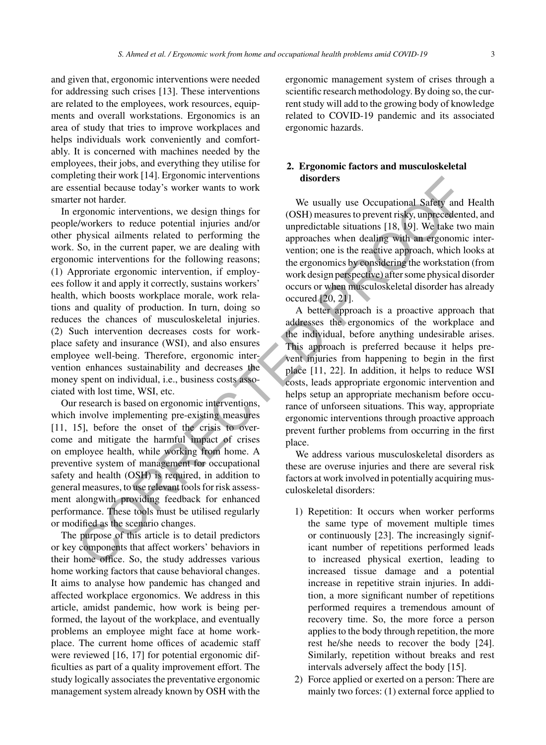and given that, ergonomic interventions were needed for addressing such crises [13]. These interventions are related to the employees, work resources, equipments and overall workstations. Ergonomics is an area of study that tries to improve workplaces and helps individuals work conveniently and comfortably. It is concerned with machines needed by the employees, their jobs, and everything they utilise for completing their work [14]. Ergonomic interventions are essential because today's worker wants to work smarter not harder.

In ergonomic interventions, we design things for people/workers to reduce potential injuries and/or other physical ailments related to performing the work. So, in the current paper, we are dealing with ergonomic interventions for the following reasons; (1) Approriate ergonomic intervention, if employees follow it and apply it correctly, sustains workers' health, which boosts workplace morale, work relations and quality of production. In turn, doing so reduces the chances of musculoskeletal injuries. (2) Such intervention decreases costs for workplace safety and insurance (WSI), and also ensures employee well-being. Therefore, ergonomic intervention enhances sustainability and decreases the money spent on individual, i.e., business costs associated with lost time, WSI, etc.

Our research is based on ergonomic interventions, which involve implementing pre-existing measures [11, 15], before the onset of the crisis to overcome and mitigate the harmful impact of crises on employee health, while working from home. A preventive system of management for occupational safety and health (OSH) is required, in addition to general measures, to use relevant tools for risk assessment alongwith providing feedback for enhanced performance. These tools must be utilised regularly or modified as the scenario changes.

The purpose of this article is to detail predictors or key components that affect workers' behaviors in their home office. So, the study addresses various home working factors that cause behavioral changes. It aims to analyse how pandemic has changed and affected workplace ergonomics. We address in this article, amidst pandemic, how work is being performed, the layout of the workplace, and eventually problems an employee might face at home workplace. The current home offices of academic staff were reviewed [16, 17] for potential ergonomic difficulties as part of a quality improvement effort. The study logically associates the preventative ergonomic management system already known by OSH with the ergonomic management system of crises through a scientific research methodology. By doing so, the current study will add to the growing body of knowledge related to COVID-19 pandemic and its associated ergonomic hazards.

## 2. Ergonomic factors and musculoskeletal disorders

We usually use Occupational Safety and Health (OSH) measures to prevent risky, unprecedented, and unpredictable situations [18, 19]. We take two main approaches when dealing with an ergonomic intervention; one is the reactive approach, which looks at the ergonomics by considering the workstation (from work design perspective) after some physical disorder occurs or when musculoskeletal disorder has already occured [20, 21].

A better approach is a proactive approach that addresses the ergonomics of the workplace and the individual, before anything undesirable arises. This approach is preferred because it helps prevent injuries from happening to begin in the first place [11, 22]. In addition, it helps to reduce WSI costs, leads appropriate ergonomic intervention and helps setup an appropriate mechanism before occurance of unforseen situations. This way, appropriate ergonomic interventions through proactive approach prevent further problems from occurring in the first place.

We address various musculoskeletal disorders as these are overuse injuries and there are several risk factors at work involved in potentially acquiring musculoskeletal disorders:

1) Repetition: It occurs when worker performs the same type of movement multiple times or continuously [23]. The increasingly significant number of repetitions performed leads to increased physical exertion, leading to increased tissue damage and a potential increase in repetitive strain injuries. In addition, a more significant number of repetitions performed requires a tremendous amount of recovery time. So, the more force a person applies to the body through repetition, the more rest he/she needs to recover the body [24]. Similarly, repetition without breaks and rest intervals adversely affect the body [15].
2) Force applied or exerted on a person: There are mainly two forces: (1) external force applied to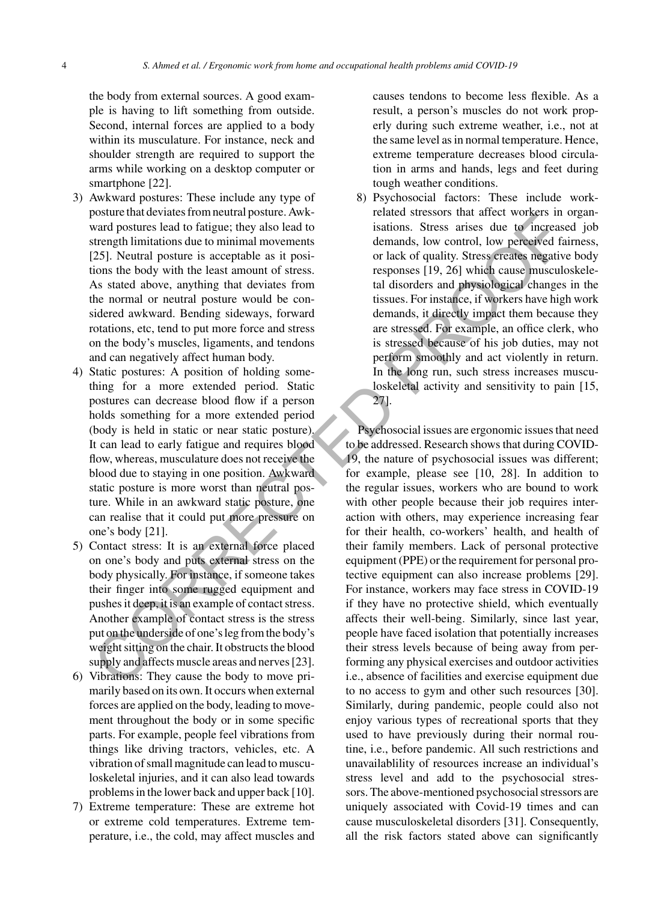the body from external sources. A good example is having to lift something from outside. Second, internal forces are applied to a body within its musculature. For instance, neck and shoulder strength are required to support the arms while working on a desktop computer or smartphone [22].

3) Awkward postures: These include any type of posture that deviates from neutral posture. Awkward postures lead to fatigue; they also lead to strength limitations due to minimal movements [25]. Neutral posture is acceptable as it positions the body with the least amount of stress. As stated above, anything that deviates from the normal or neutral posture would be considered awkward. Bending sideways, forward rotations, etc, tend to put more force and stress on the body's muscles, ligaments, and tendons and can negatively affect human body.
4) Static postures: A position of holding something for a more extended period. Static postures can decrease blood flow if a person holds something for a more extended period (body is held in static or near static posture). It can lead to early fatigue and requires blood flow, whereas, musculature does not receive the blood due to staying in one position. Awkward static posture is more worst than neutral posture. While in an awkward static posture, one can realise that it could put more pressure on one's body [21].
5) Contact stress: It is an external force placed on one's body and puts external stress on the body physically. For instance, if someone takes their finger into some rugged equipment and pushes it deep, it is an example of contact stress. Another example of contact stress is the stress put on the underside of one's leg from the body's weight sitting on the chair. It obstructs the blood supply and affects muscle areas and nerves [23].
6) Vibrations: They cause the body to move primarily based on its own. It occurs when external forces are applied on the body, leading to movement throughout the body or in some specific parts. For example, people feel vibrations from things like driving tractors, vehicles, etc. A vibration of small magnitude can lead to musculoskeletal injuries, and it can also lead towards problems in the lower back and upper back [10].
7) Extreme temperature: These are extreme hot or extreme cold temperatures. Extreme temperature, i.e., the cold, may affect muscles and causes tendons to become less flexible. As a result, a person's muscles do not work properly during such extreme weather, i.e., not at the same level as in normal temperature. Hence, extreme temperature decreases blood circulation in arms and hands, legs and feet during tough weather conditions.
8) Psychosocial factors: These include work-related stressors that affect workers in organisations. Stress arises due to increased job demands, low control, low perceived fairness, or lack of quality. Stress creates negative body responses [19, 26] which cause musculoskeletal disorders and physiological changes in the tissues. For instance, if workers have high work demands, it directly impact them because they are stressed. For example, an office clerk, who is stressed because of his job duties, may not perform smoothly and act violently in return. In the long run, such stress increases musculoskeletal activity and sensitivity to pain [15, 27].

Psychosocial issues are ergonomic issues that need to be addressed. Research shows that during COVID-19, the nature of psychosocial issues was different; for example, please see [10, 28]. In addition to the regular issues, workers who are bound to work with other people because their job requires interaction with others, may experience increasing fear for their health, co-workers' health, and health of their family members. Lack of personal protective equipment (PPE) or the requirement for personal protective equipment can also increase problems [29]. For instance, workers may face stress in COVID-19 if they have no protective shield, which eventually affects their well-being. Similarly, since last year, people have faced isolation that potentially increases their stress levels because of being away from performing any physical exercises and outdoor activities i.e., absence of facilities and exercise equipment due to no access to gym and other such resources [30]. Similarly, during pandemic, people could also not enjoy various types of recreational sports that they used to have previously during their normal routine, i.e., before pandemic. All such restrictions and unavailablility of resources increase an individual's stress level and add to the psychosocial stressors. The above-mentioned psychosocial stressors are uniquely associated with Covid-19 times and can cause musculoskeletal disorders [31]. Consequently, all the risk factors stated above can significantly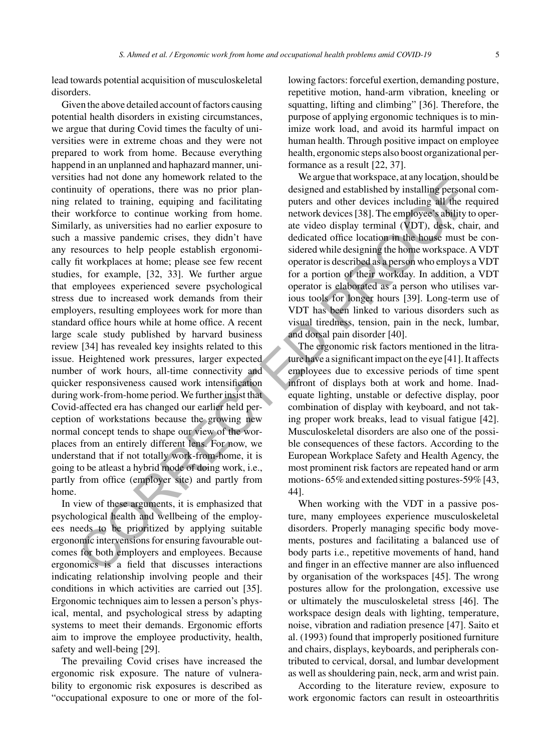lead towards potential acquisition of musculoskeletal disorders.

Given the above detailed account of factors causing potential health disorders in existing circumstances, we argue that during Covid times the faculty of universities were in extreme choas and they were not prepared to work from home. Because everything happend in an unplanned and haphazard manner, universities had not done any homework related to the continuity of operations, there was no prior planning related to training, equiping and facilitating their workforce to continue working from home. Similarly, as universities had no earlier exposure to such a massive pandemic crises, they didn't have any resources to help people establish ergonomically fit workplaces at home; please see few recent studies, for example, [32, 33]. We further argue that employees experienced severe psychological stress due to increased work demands from their employers, resulting employees work for more than standard office hours while at home office. A recent large scale study published by harvard business review [34] has revealed key insights related to this issue. Heightened work pressures, larger expected number of work hours, all-time connectivity and quicker responsiveness caused work intensification during work-from-home period. We further insist that Covid-affected era has changed our earlier held perception of workstations because the growing new normal concept tends to shape our view of the worplaces from an entirely different lens. For now, we understand that if not totally work-from-home, it is going to be atleast a hybrid mode of doing work, i.e., partly from office (employer site) and partly from home.

In view of these arguments, it is emphasized that psychological health and wellbeing of the employees needs to be prioritized by applying suitable ergonomic interventions for ensuring favourable outcomes for both employers and employees. Because ergonomics is a field that discusses interactions indicating relationship involving people and their conditions in which activities are carried out [35]. Ergonomic techniques aim to lessen a person's physical, mental, and psychological stress by adapting systems to meet their demands. Ergonomic efforts aim to improve the employee productivity, health, safety and well-being [29].

The prevailing Covid crises have increased the ergonomic risk exposure. The nature of vulnerability to ergonomic risk exposures is described as "occupational exposure to one or more of the following factors: forceful exertion, demanding posture, repetitive motion, hand-arm vibration, kneeling or squatting, lifting and climbing" [36]. Therefore, the purpose of applying ergonomic techniques is to minimize work load, and avoid its harmful impact on human health. Through positive impact on employee health, ergonomic steps also boost organizational performance as a result [22, 37].

We argue that workspace, at any location, should be designed and established by installing personal computers and other devices including all the required network devices [38]. The employee's ability to operate video display terminal (VDT), desk, chair, and dedicated office location in the house must be considered while designing the home workspace. A VDT operator is described as a person who employs a VDT for a portion of their workday. In addition, a VDT operator is elaborated as a person who utilises various tools for longer hours [39]. Long-term use of VDT has been linked to various disorders such as visual tiredness, tension, pain in the neck, lumbar, and dorsal pain disorder [40].

The ergonomic risk factors mentioned in the litrature have a significant impact on the eye [41]. It affects employees due to excessive periods of time spent infront of displays both at work and home. Inadequate lighting, unstable or defective display, poor combination of display with keyboard, and not taking proper work breaks, lead to visual fatigue [42]. Musculoskeletal disorders are also one of the possible consequences of these factors. According to the European Workplace Safety and Health Agency, the most prominent risk factors are repeated hand or arm motions- 65% and extended sitting postures-59% [43, 44].

When working with the VDT in a passive posture, many employees experience musculoskeletal disorders. Properly managing specific body movements, postures and facilitating a balanced use of body parts i.e., repetitive movements of hand, hand and finger in an effective manner are also influenced by organisation of the workspaces [45]. The wrong postures allow for the prolongation, excessive use or ultimately the musculoskeletal stress [46]. The workspace design deals with lighting, temperature, noise, vibration and radiation presence [47]. Saito et al. (1993) found that improperly positioned furniture and chairs, displays, keyboards, and peripherals contributed to cervical, dorsal, and lumbar development as well as shouldering pain, neck, arm and wrist pain.

According to the literature review, exposure to work ergonomic factors can result in osteoarthritis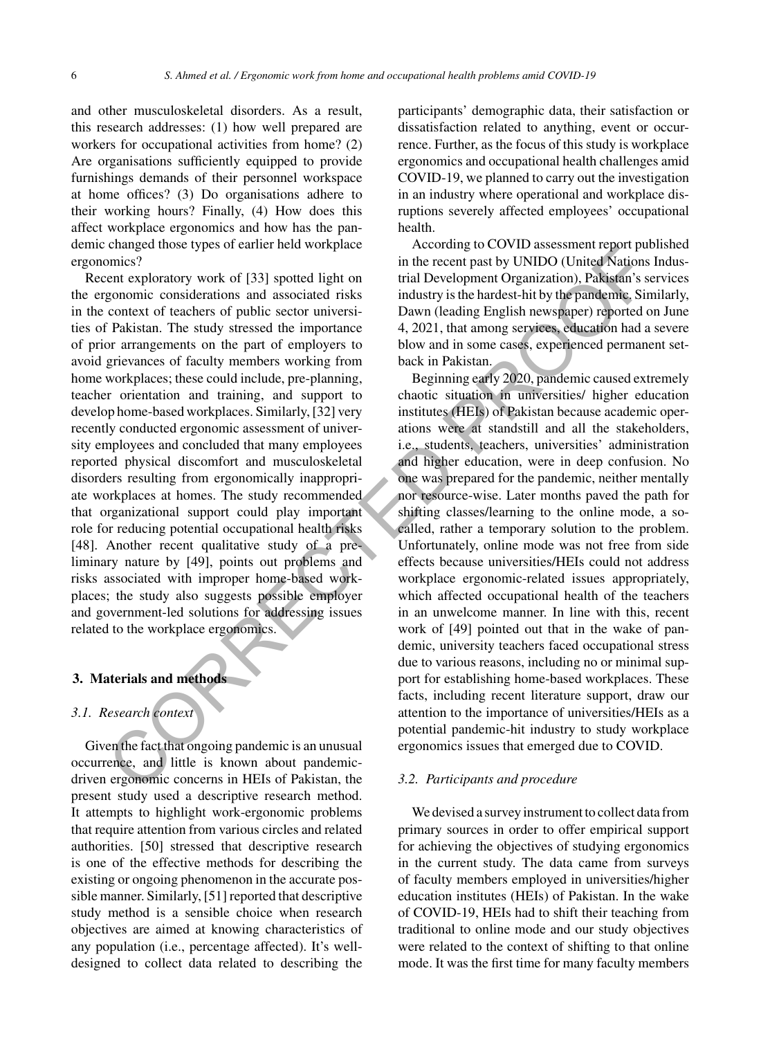and other musculoskeletal disorders. As a result, this research addresses: (1) how well prepared are workers for occupational activities from home? (2) Are organisations sufficiently equipped to provide furnishings demands of their personnel workspace at home offices? (3) Do organisations adhere to their working hours? Finally, (4) How does this affect workplace ergonomics and how has the pandemic changed those types of earlier held workplace ergonomics?

Recent exploratory work of [33] spotted light on the ergonomic considerations and associated risks in the context of teachers of public sector universities of Pakistan. The study stressed the importance of prior arrangements on the part of employers to avoid grievances of faculty members working from home workplaces; these could include, pre-planning, teacher orientation and training, and support to develop home-based workplaces. Similarly, [32] very recently conducted ergonomic assessment of university employees and concluded that many employees reported physical discomfort and musculoskeletal disorders resulting from ergonomically inappropriate workplaces at homes. The study recommended that organizational support could play important role for reducing potential occupational health risks [48]. Another recent qualitative study of a preliminary nature by [49], points out problems and risks associated with improper home-based workplaces; the study also suggests possible employer and government-led solutions for addressing issues related to the workplace ergonomics.

## 3. Materials and methods

### 3.1. Research context

Given the fact that ongoing pandemic is an unusual occurrence, and little is known about pandemic-driven ergonomic concerns in HEIs of Pakistan, the present study used a descriptive research method. It attempts to highlight work-ergonomic problems that require attention from various circles and related authorities. [50] stressed that descriptive research is one of the effective methods for describing the existing or ongoing phenomenon in the accurate possible manner. Similarly, [51] reported that descriptive study method is a sensible choice when research objectives are aimed at knowing characteristics of any population (i.e., percentage affected). It's well-designed to collect data related to describing the participants' demographic data, their satisfaction or dissatisfaction related to anything, event or occurrence. Further, as the focus of this study is workplace ergonomics and occupational health challenges amid COVID-19, we planned to carry out the investigation in an industry where operational and workplace disruptions severely affected employees' occupational health.

According to COVID assessment report published in the recent past by UNIDO (United Nations Industrial Development Organization), Pakistan's services industry is the hardest-hit by the pandemic. Similarly, Dawn (leading English newspaper) reported on June 4, 2021, that among services, education had a severe blow and in some cases, experienced permanent setback in Pakistan.

Beginning early 2020, pandemic caused extremely chaotic situation in universities/ higher education institutes (HEIs) of Pakistan because academic operations were at standstill and all the stakeholders, i.e., students, teachers, universities' administration and higher education, were in deep confusion. No one was prepared for the pandemic, neither mentally nor resource-wise. Later months paved the path for shifting classes/learning to the online mode, a so-called, rather a temporary solution to the problem. Unfortunately, online mode was not free from side effects because universities/HEIs could not address workplace ergonomic-related issues appropriately, which affected occupational health of the teachers in an unwelcome manner. In line with this, recent work of [49] pointed out that in the wake of pandemic, university teachers faced occupational stress due to various reasons, including no or minimal support for establishing home-based workplaces. These facts, including recent literature support, draw our attention to the importance of universities/HEIs as a potential pandemic-hit industry to study workplace ergonomics issues that emerged due to COVID.

### 3.2. Participants and procedure

We devised a survey instrument to collect data from primary sources in order to offer empirical support for achieving the objectives of studying ergonomics in the current study. The data came from surveys of faculty members employed in universities/higher education institutes (HEIs) of Pakistan. In the wake of COVID-19, HEIs had to shift their teaching from traditional to online mode and our study objectives were related to the context of shifting to that online mode. It was the first time for many faculty members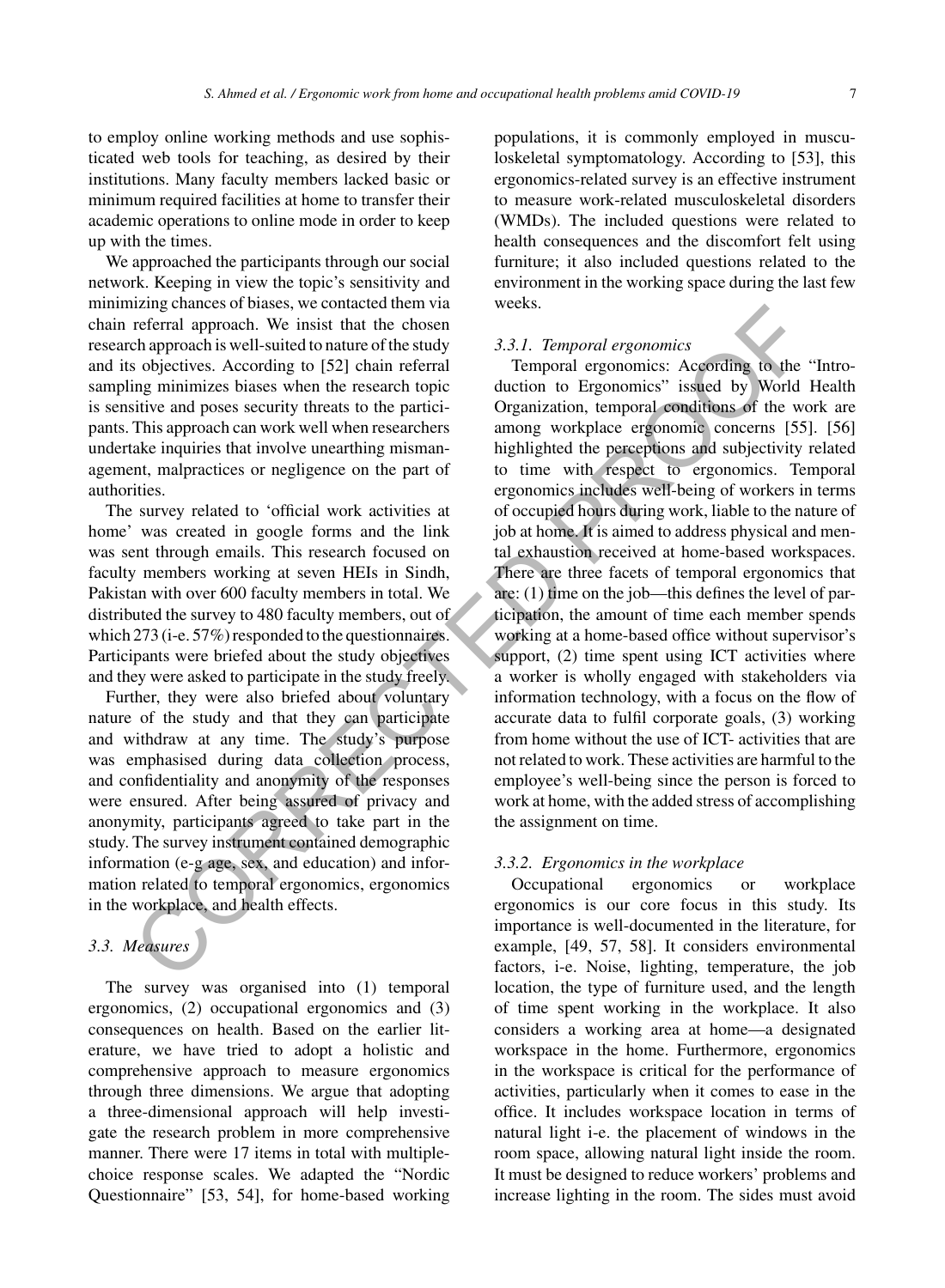to employ online working methods and use sophisticated web tools for teaching, as desired by their institutions. Many faculty members lacked basic or minimum required facilities at home to transfer their academic operations to online mode in order to keep up with the times.

We approached the participants through our social network. Keeping in view the topic's sensitivity and minimizing chances of biases, we contacted them via chain referral approach. We insist that the chosen research approach is well-suited to nature of the study and its objectives. According to [52] chain referral sampling minimizes biases when the research topic is sensitive and poses security threats to the participants. This approach can work well when researchers undertake inquiries that involve unearthing mismanagement, malpractices or negligence on the part of authorities.

The survey related to 'official work activities at home' was created in google forms and the link was sent through emails. This research focused on faculty members working at seven HEIs in Sindh, Pakistan with over 600 faculty members in total. We distributed the survey to 480 faculty members, out of which 273 (i-e. 57%) responded to the questionnaires. Participants were briefed about the study objectives and they were asked to participate in the study freely.

Further, they were also briefed about voluntary nature of the study and that they can participate and withdraw at any time. The study's purpose was emphasised during data collection process, and confidentiality and anonymity of the responses were ensured. After being assured of privacy and anonymity, participants agreed to take part in the study. The survey instrument contained demographic information (e-g age, sex, and education) and information related to temporal ergonomics, ergonomics in the workplace, and health effects.

### 3.3. Measures

The survey was organised into (1) temporal ergonomics, (2) occupational ergonomics and (3) consequences on health. Based on the earlier literature, we have tried to adopt a holistic and comprehensive approach to measure ergonomics through three dimensions. We argue that adopting a three-dimensional approach will help investigate the research problem in more comprehensive manner. There were 17 items in total with multiple-choice response scales. We adapted the "Nordic Questionnaire" [53, 54], for home-based working populations, it is commonly employed in musculoskeletal symptomatology. According to [53], this ergonomics-related survey is an effective instrument to measure work-related musculoskeletal disorders (WMDs). The included questions were related to health consequences and the discomfort felt using furniture; it also included questions related to the environment in the working space during the last few weeks.

#### 3.3.1. Temporal ergonomics

Temporal ergonomics: According to the "Introduction to Ergonomics" issued by World Health Organization, temporal conditions of the work are among workplace ergonomic concerns [55]. [56] highlighted the perceptions and subjectivity related to time with respect to ergonomics. Temporal ergonomics includes well-being of workers in terms of occupied hours during work, liable to the nature of job at home. It is aimed to address physical and mental exhaustion received at home-based workspaces. There are three facets of temporal ergonomics that are: (1) time on the job—this defines the level of participation, the amount of time each member spends working at a home-based office without supervisor's support, (2) time spent using ICT activities where a worker is wholly engaged with stakeholders via information technology, with a focus on the flow of accurate data to fulfil corporate goals, (3) working from home without the use of ICT- activities that are not related to work. These activities are harmful to the employee's well-being since the person is forced to work at home, with the added stress of accomplishing the assignment on time.

#### 3.3.2. Ergonomics in the workplace

Occupational ergonomics or workplace ergonomics is our core focus in this study. Its importance is well-documented in the literature, for example, [49, 57, 58]. It considers environmental factors, i-e. Noise, lighting, temperature, the job location, the type of furniture used, and the length of time spent working in the workplace. It also considers a working area at home—a designated workspace in the home. Furthermore, ergonomics in the workspace is critical for the performance of activities, particularly when it comes to ease in the office. It includes workspace location in terms of natural light i-e. the placement of windows in the room space, allowing natural light inside the room. It must be designed to reduce workers' problems and increase lighting in the room. The sides must avoid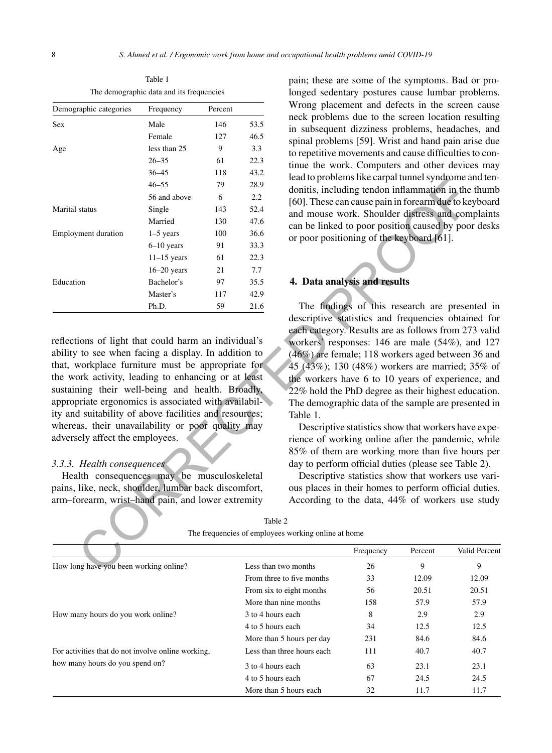Table 1
The demographic data and its frequencies

| Demographic categories | Frequency | Percent | |
|---|---|---|---|
| Sex | Male | 146 | 53.5 |
| | Female | 127 | 46.5 |
| Age | less than 25 | 9 | 3.3 |
| | 26–35 | 61 | 22.3 |
| | 36–45 | 118 | 43.2 |
| | 46–55 | 79 | 28.9 |
| | 56 and above | 6 | 2.2 |
| Marital status | Single | 143 | 52.4 |
| | Married | 130 | 47.6 |
| Employment duration | 1–5 years | 100 | 36.6 |
| | 6–10 years | 91 | 33.3 |
| | 11–15 years | 61 | 22.3 |
| | 16–20 years | 21 | 7.7 |
| Education | Bachelor's | 97 | 35.5 |
| | Master's | 117 | 42.9 |
| | Ph.D. | 59 | 21.6 |

reflections of light that could harm an individual's ability to see when facing a display. In addition to that, workplace furniture must be appropriate for the work activity, leading to enhancing or at least sustaining their well-being and health. Broadly, appropriate ergonomics is associated with availability and suitability of above facilities and resources; whereas, their unavailability or poor quality may adversely affect the employees.

### 3.3.3. Health consequences

Health consequences may be musculoskeletal pains, like, neck, shoulder, lumbar back discomfort, arm–forearm, wrist–hand pain, and lower extremity pain; these are some of the symptoms. Bad or prolonged sedentary postures cause lumbar problems. Wrong placement and defects in the screen cause neck problems due to the screen location resulting in subsequent dizziness problems, headaches, and spinal problems [59]. Wrist and hand pain arise due to repetitive movements and cause difficulties to continue the work. Computers and other devices may lead to problems like carpal tunnel syndrome and tendonitis, including tendon inflammation in the thumb [60]. These can cause pain in forearm due to keyboard and mouse work. Shoulder distress and complaints can be linked to poor position caused by poor desks or poor positioning of the keyboard [61].

## 4. Data analysis and results

The findings of this research are presented in descriptive statistics and frequencies obtained for each category. Results are as follows from 273 valid workers' responses: 146 are male (54%), and 127 (46%) are female; 118 workers aged between 36 and 45 (43%); 130 (48%) workers are married; 35% of the workers have 6 to 10 years of experience, and 22% hold the PhD degree as their highest education. The demographic data of the sample are presented in Table 1.

Descriptive statistics show that workers have experience of working online after the pandemic, while 85% of them are working more than five hours per day to perform official duties (please see Table 2).

Descriptive statistics show that workers use various places in their homes to perform official duties. According to the data, 44% of workers use study

Table 2
The frequencies of employees working online at home

| | | Frequency | Percent | Valid Percent |
|---|---|---|---|---|
| How long have you been working online? | Less than two months | 26 | 9 | 9 |
| | From three to five months | 33 | 12.09 | 12.09 |
| | From six to eight months | 56 | 20.51 | 20.51 |
| | More than nine months | 158 | 57.9 | 57.9 |
| How many hours do you work online? | 3 to 4 hours each | 8 | 2.9 | 2.9 |
| | 4 to 5 hours each | 34 | 12.5 | 12.5 |
| | More than 5 hours per day | 231 | 84.6 | 84.6 |
| For activities that do not involve online working, how many hours do you spend on? | Less than three hours each | 111 | 40.7 | 40.7 |
| | 3 to 4 hours each | 63 | 23.1 | 23.1 |
| | 4 to 5 hours each | 67 | 24.5 | 24.5 |
| | More than 5 hours each | 32 | 11.7 | 11.7 |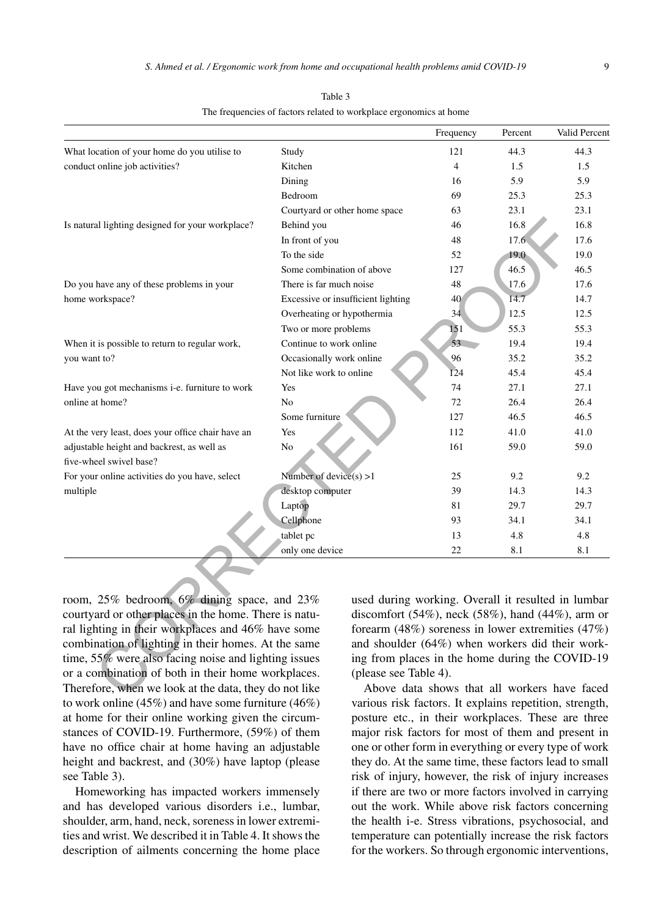Table 3

The frequencies of factors related to workplace ergonomics at home

| | | Frequency | Percent | Valid Percent |
|---|---|---|---|---|
| What location of your home do you utilise to conduct online job activities? | Study | 121 | 44.3 | 44.3 |
| | Kitchen | 4 | 1.5 | 1.5 |
| | Dining | 16 | 5.9 | 5.9 |
| | Bedroom | 69 | 25.3 | 25.3 |
| | Courtyard or other home space | 63 | 23.1 | 23.1 |
| Is natural lighting designed for your workplace? | Behind you | 46 | 16.8 | 16.8 |
| | In front of you | 48 | 17.6 | 17.6 |
| | To the side | 52 | 19.0 | 19.0 |
| | Some combination of above | 127 | 46.5 | 46.5 |
| Do you have any of these problems in your home workspace? | There is far much noise | 48 | 17.6 | 17.6 |
| | Excessive or insufficient lighting | 40 | 14.7 | 14.7 |
| | Overheating or hypothermia | 34 | 12.5 | 12.5 |
| | Two or more problems | 151 | 55.3 | 55.3 |
| When it is possible to return to regular work, you want to? | Continue to work online | 53 | 19.4 | 19.4 |
| | Occasionally work online | 96 | 35.2 | 35.2 |
| | Not like work to online | 124 | 45.4 | 45.4 |
| Have you got mechanisms i-e. furniture to work online at home? | Yes | 74 | 27.1 | 27.1 |
| | No | 72 | 26.4 | 26.4 |
| | Some furniture | 127 | 46.5 | 46.5 |
| At the very least, does your office chair have an adjustable height and backrest, as well as five-wheel swivel base? | Yes | 112 | 41.0 | 41.0 |
| | No | 161 | 59.0 | 59.0 |
| For your online activities do you have, select multiple | Number of device(s) >1 | 25 | 9.2 | 9.2 |
| | desktop computer | 39 | 14.3 | 14.3 |
| | Laptop | 81 | 29.7 | 29.7 |
| | Cellphone | 93 | 34.1 | 34.1 |
| | tablet pc | 13 | 4.8 | 4.8 |
| | only one device | 22 | 8.1 | 8.1 |

room, 25% bedroom, 6% dining space, and 23% courtyard or other places in the home. There is natural lighting in their workplaces and 46% have some combination of lighting in their homes. At the same time, 55% were also facing noise and lighting issues or a combination of both in their home workplaces. Therefore, when we look at the data, they do not like to work online (45%) and have some furniture (46%) at home for their online working given the circumstances of COVID-19. Furthermore, (59%) of them have no office chair at home having an adjustable height and backrest, and (30%) have laptop (please see Table 3).

Homeworking has impacted workers immensely and has developed various disorders i.e., lumbar, shoulder, arm, hand, neck, soreness in lower extremities and wrist. We described it in Table 4. It shows the description of ailments concerning the home place used during working. Overall it resulted in lumbar discomfort (54%), neck (58%), hand (44%), arm or forearm (48%) soreness in lower extremities (47%) and shoulder (64%) when workers did their working from places in the home during the COVID-19 (please see Table 4).

Above data shows that all workers have faced various risk factors. It explains repetition, strength, posture etc., in their workplaces. These are three major risk factors for most of them and present in one or other form in everything or every type of work they do. At the same time, these factors lead to small risk of injury, however, the risk of injury increases if there are two or more factors involved in carrying out the work. While above risk factors concerning the health i-e. Stress vibrations, psychosocial, and temperature can potentially increase the risk factors for the workers. So through ergonomic interventions,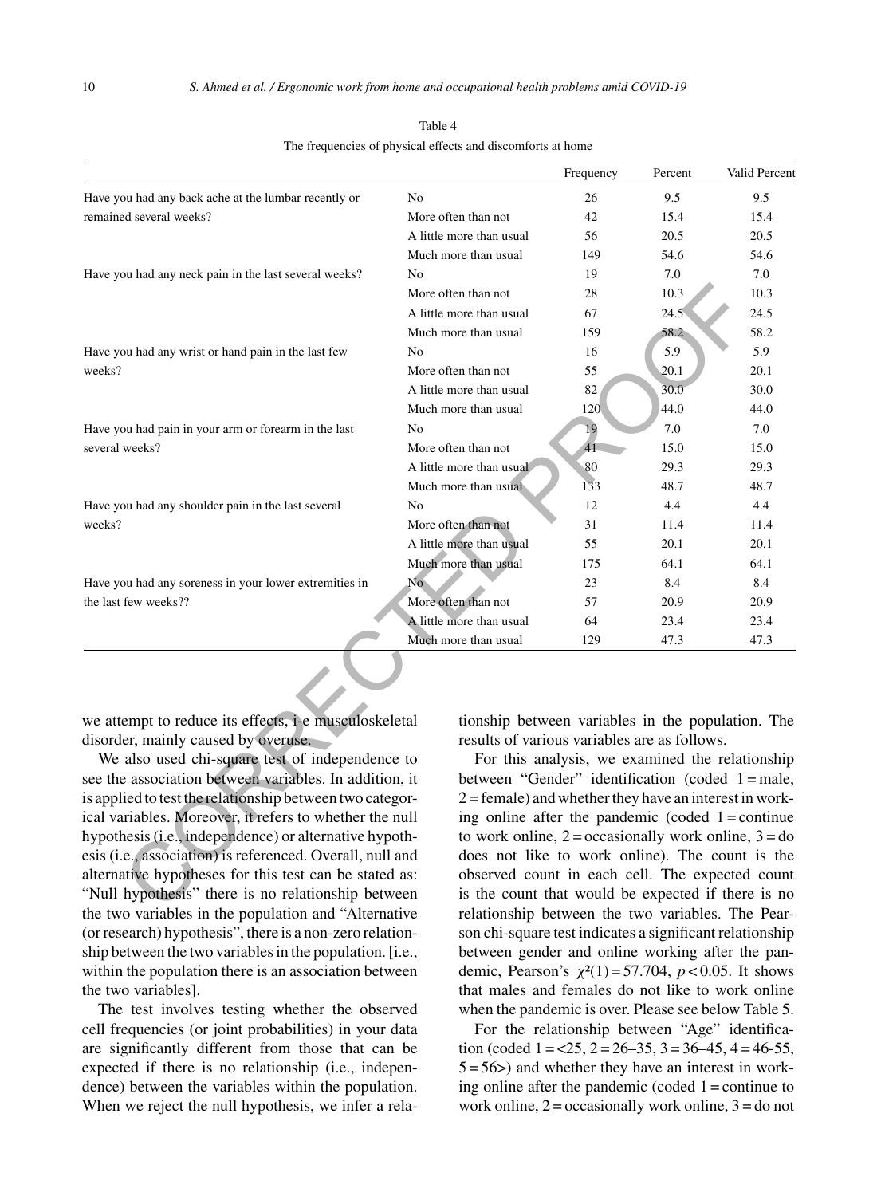Table 4

The frequencies of physical effects and discomforts at home

| | | Frequency | Percent | Valid Percent |
|---|---|---|---|---|
| Have you had any back ache at the lumbar recently or remained several weeks? | No | 26 | 9.5 | 9.5 |
| | More often than not | 42 | 15.4 | 15.4 |
| | A little more than usual | 56 | 20.5 | 20.5 |
| | Much more than usual | 149 | 54.6 | 54.6 |
| Have you had any neck pain in the last several weeks? | No | 19 | 7.0 | 7.0 |
| | More often than not | 28 | 10.3 | 10.3 |
| | A little more than usual | 67 | 24.5 | 24.5 |
| | Much more than usual | 159 | 58.2 | 58.2 |
| Have you had any wrist or hand pain in the last few weeks? | No | 16 | 5.9 | 5.9 |
| | More often than not | 55 | 20.1 | 20.1 |
| | A little more than usual | 82 | 30.0 | 30.0 |
| | Much more than usual | 120 | 44.0 | 44.0 |
| Have you had pain in your arm or forearm in the last several weeks? | No | 19 | 7.0 | 7.0 |
| | More often than not | 41 | 15.0 | 15.0 |
| | A little more than usual | 80 | 29.3 | 29.3 |
| | Much more than usual | 133 | 48.7 | 48.7 |
| Have you had any shoulder pain in the last several weeks? | No | 12 | 4.4 | 4.4 |
| | More often than not | 31 | 11.4 | 11.4 |
| | A little more than usual | 55 | 20.1 | 20.1 |
| | Much more than usual | 175 | 64.1 | 64.1 |
| Have you had any soreness in your lower extremities in the last few weeks?? | No | 23 | 8.4 | 8.4 |
| | More often than not | 57 | 20.9 | 20.9 |
| | A little more than usual | 64 | 23.4 | 23.4 |
| | Much more than usual | 129 | 47.3 | 47.3 |

we attempt to reduce its effects, i-e musculoskeletal disorder, mainly caused by overuse.

We also used chi-square test of independence to see the association between variables. In addition, it is applied to test the relationship between two categorical variables. Moreover, it refers to whether the null hypothesis (i.e., independence) or alternative hypothesis (i.e., association) is referenced. Overall, null and alternative hypotheses for this test can be stated as: "Null hypothesis" there is no relationship between the two variables in the population and "Alternative (or research) hypothesis", there is a non-zero relationship between the two variables in the population. [i.e., within the population there is an association between the two variables].

The test involves testing whether the observed cell frequencies (or joint probabilities) in your data are significantly different from those that can be expected if there is no relationship (i.e., independence) between the variables within the population. When we reject the null hypothesis, we infer a relationship between variables in the population. The results of various variables are as follows.

For this analysis, we examined the relationship between "Gender" identification (coded 1 = male, 2 = female) and whether they have an interest in working online after the pandemic (coded 1 = continue to work online, 2 = occasionally work online, 3 = do does not like to work online). The count is the observed count in each cell. The expected count is the count that would be expected if there is no relationship between the two variables. The Pearson chi-square test indicates a significant relationship between gender and online working after the pandemic, Pearson's $\chi^2(1) = 57.704$, $p < 0.05$. It shows that males and females do not like to work online when the pandemic is over. Please see below Table 5.

For the relationship between "Age" identification (coded 1 = <25, 2 = 26–35, 3 = 36–45, 4 = 46-55, 5 = 56>) and whether they have an interest in working online after the pandemic (coded 1 = continue to work online, 2 = occasionally work online, 3 = do not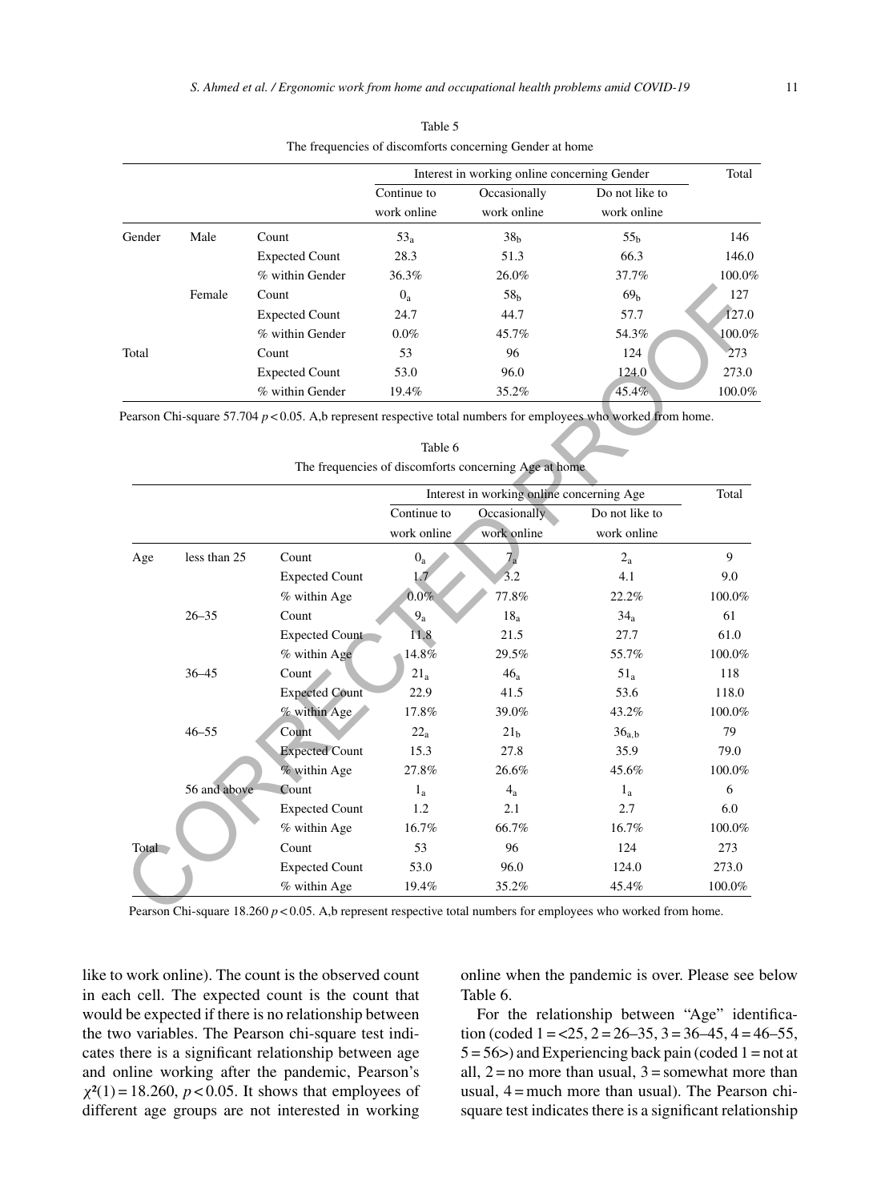Table 5
The frequencies of discomforts concerning Gender at home

| | | | Interest in working online concerning Gender | | | Total |
|---|---|---|---|---|---|---|
| | | | Continue to work online | Occasionally work online | Do not like to work online | |
| Gender | Male | Count | $53_a$ | $38_b$ | $55_b$ | 146 |
| | | Expected Count | 28.3 | 51.3 | 66.3 | 146.0 |
| | | % within Gender | 36.3% | 26.0% | 37.7% | 100.0% |
| | Female | Count | $0_a$ | $58_b$ | $69_b$ | 127 |
| | | Expected Count | 24.7 | 44.7 | 57.7 | 127.0 |
| | | % within Gender | 0.0% | 45.7% | 54.3% | 100.0% |
| Total | | Count | 53 | 96 | 124 | 273 |
| | | Expected Count | 53.0 | 96.0 | 124.0 | 273.0 |
| | | % within Gender | 19.4% | 35.2% | 45.4% | 100.0% |

Pearson Chi-square 57.704 $p < 0.05$. A,b represent respective total numbers for employees who worked from home.

Table 6
The frequencies of discomforts concerning Age at home

| | | | Interest in working online concerning Age | | | Total |
|---|---|---|---|---|---|---|
| | | | Continue to work online | Occasionally work online | Do not like to work online | |
| Age | less than 25 | Count | $0_a$ | $7_a$ | $2_a$ | 9 |
| | | Expected Count | 1.7 | 3.2 | 4.1 | 9.0 |
| | | % within Age | 0.0% | 77.8% | 22.2% | 100.0% |
| | 26–35 | Count | $9_a$ | $18_a$ | $34_a$ | 61 |
| | | Expected Count | 11.8 | 21.5 | 27.7 | 61.0 |
| | | % within Age | 14.8% | 29.5% | 55.7% | 100.0% |
| | 36–45 | Count | $21_a$ | $46_a$ | $51_a$ | 118 |
| | | Expected Count | 22.9 | 41.5 | 53.6 | 118.0 |
| | | % within Age | 17.8% | 39.0% | 43.2% | 100.0% |
| | 46–55 | Count | $22_a$ | $21_b$ | $36_{a,b}$ | 79 |
| | | Expected Count | 15.3 | 27.8 | 35.9 | 79.0 |
| | | % within Age | 27.8% | 26.6% | 45.6% | 100.0% |
| | 56 and above | Count | $1_a$ | $4_a$ | $1_a$ | 6 |
| | | Expected Count | 1.2 | 2.1 | 2.7 | 6.0 |
| | | % within Age | 16.7% | 66.7% | 16.7% | 100.0% |
| Total | | Count | 53 | 96 | 124 | 273 |
| | | Expected Count | 53.0 | 96.0 | 124.0 | 273.0 |
| | | % within Age | 19.4% | 35.2% | 45.4% | 100.0% |

Pearson Chi-square 18.260 $p < 0.05$. A,b represent respective total numbers for employees who worked from home.

like to work online). The count is the observed count in each cell. The expected count is the count that would be expected if there is no relationship between the two variables. The Pearson chi-square test indicates there is a significant relationship between age and online working after the pandemic, Pearson's $\chi^2(1) = 18.260$, $p < 0.05$. It shows that employees of different age groups are not interested in working online when the pandemic is over. Please see below Table 6.

For the relationship between "Age" identification (coded 1 = <25, 2 = 26–35, 3 = 36–45, 4 = 46–55, 5 = 56>) and Experiencing back pain (coded 1 = not at all, 2 = no more than usual, 3 = somewhat more than usual, 4 = much more than usual). The Pearson chi-square test indicates there is a significant relationship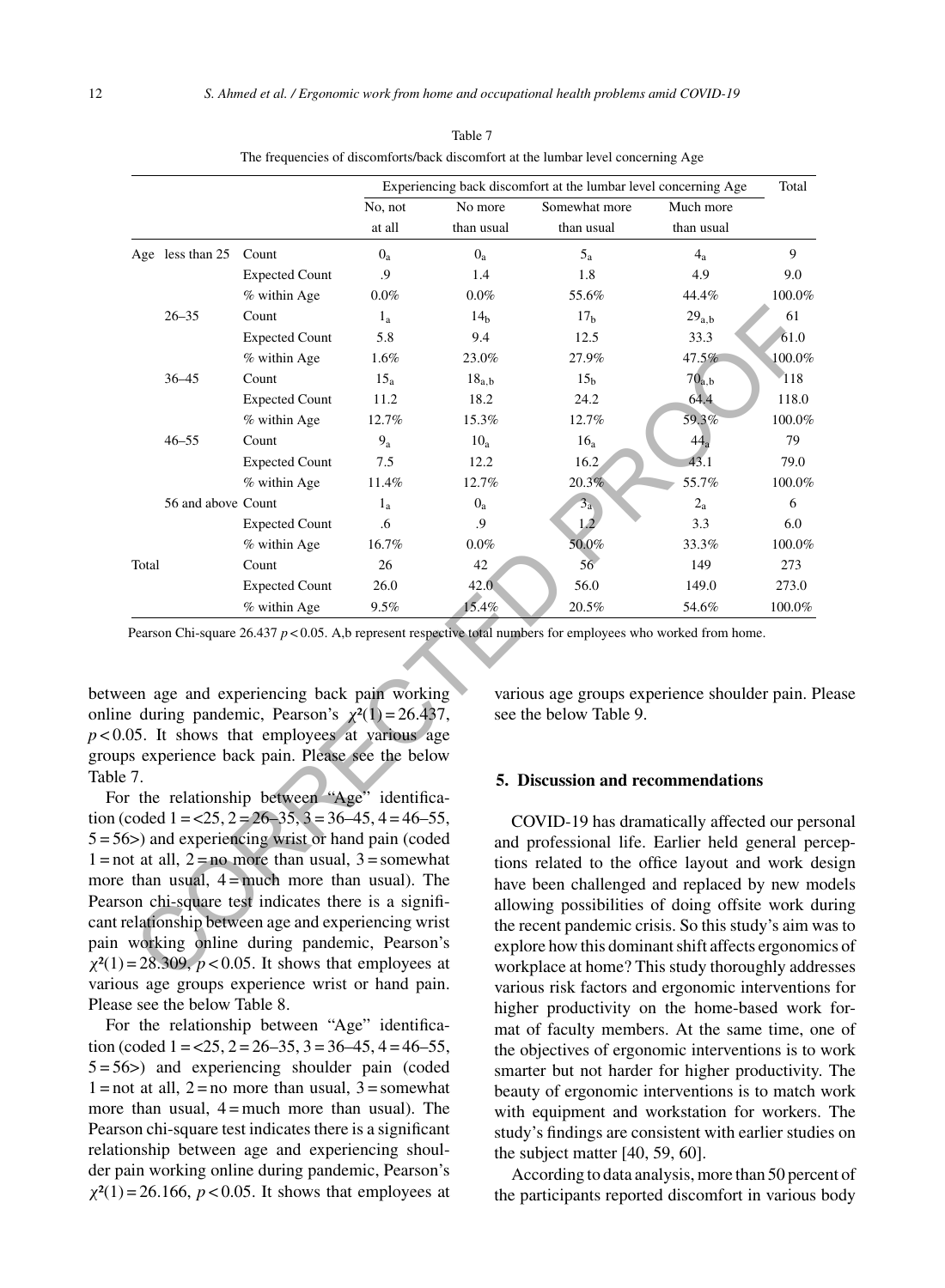Table 7

The frequencies of discomforts/back discomfort at the lumbar level concerning Age

| | | | Experiencing back discomfort at the lumbar level concerning Age | | | | Total |
|---|---|---|---|---|---|---|---|
| | | | No, not at all | No more than usual | Somewhat more than usual | Much more than usual | |
| Age | less than 25 | Count | $0_a$ | $0_a$ | $5_a$ | $4_a$ | 9 |
| | | Expected Count | .9 | 1.4 | 1.8 | 4.9 | 9.0 |
| | | % within Age | 0.0% | 0.0% | 55.6% | 44.4% | 100.0% |
| | 26–35 | Count | $1_a$ | $14_b$ | $17_b$ | $29_{a,b}$ | 61 |
| | | Expected Count | 5.8 | 9.4 | 12.5 | 33.3 | 61.0 |
| | | % within Age | 1.6% | 23.0% | 27.9% | 47.5% | 100.0% |
| | 36–45 | Count | $15_a$ | $18_{a,b}$ | $15_b$ | $70_{a,b}$ | 118 |
| | | Expected Count | 11.2 | 18.2 | 24.2 | 64.4 | 118.0 |
| | | % within Age | 12.7% | 15.3% | 12.7% | 59.3% | 100.0% |
| | 46–55 | Count | $9_a$ | $10_a$ | $16_a$ | $44_a$ | 79 |
| | | Expected Count | 7.5 | 12.2 | 16.2 | 43.1 | 79.0 |
| | | % within Age | 11.4% | 12.7% | 20.3% | 55.7% | 100.0% |
| | 56 and above | Count | $1_a$ | $0_a$ | $3_a$ | $2_a$ | 6 |
| | | Expected Count | .6 | .9 | 1.2 | 3.3 | 6.0 |
| | | % within Age | 16.7% | 0.0% | 50.0% | 33.3% | 100.0% |
| Total | | Count | 26 | 42 | 56 | 149 | 273 |
| | | Expected Count | 26.0 | 42.0 | 56.0 | 149.0 | 273.0 |
| | | % within Age | 9.5% | 15.4% | 20.5% | 54.6% | 100.0% |

Pearson Chi-square 26.437 $p < 0.05$. A,b represent respective total numbers for employees who worked from home.

between age and experiencing back pain working online during pandemic, Pearson's $\chi^2(1) = 26.437$, $p < 0.05$. It shows that employees at various age groups experience back pain. Please see the below Table 7.

For the relationship between "Age" identification (coded 1 = <25, 2 = 26–35, 3 = 36–45, 4 = 46–55, 5 = 56>) and experiencing wrist or hand pain (coded 1 = not at all, 2 = no more than usual, 3 = somewhat more than usual, 4 = much more than usual). The Pearson chi-square test indicates there is a significant relationship between age and experiencing wrist pain working online during pandemic, Pearson's $\chi^2(1) = 28.309$, $p < 0.05$. It shows that employees at various age groups experience wrist or hand pain. Please see the below Table 8.

For the relationship between "Age" identification (coded 1 = <25, 2 = 26–35, 3 = 36–45, 4 = 46–55, 5 = 56>) and experiencing shoulder pain (coded 1 = not at all, 2 = no more than usual, 3 = somewhat more than usual, 4 = much more than usual). The Pearson chi-square test indicates there is a significant relationship between age and experiencing shoulder pain working online during pandemic, Pearson's $\chi^2(1) = 26.166$, $p < 0.05$. It shows that employees at various age groups experience shoulder pain. Please see the below Table 9.

## 5. Discussion and recommendations

COVID-19 has dramatically affected our personal and professional life. Earlier held general perceptions related to the office layout and work design have been challenged and replaced by new models allowing possibilities of doing offsite work during the recent pandemic crisis. So this study's aim was to explore how this dominant shift affects ergonomics of workplace at home? This study thoroughly addresses various risk factors and ergonomic interventions for higher productivity on the home-based work format of faculty members. At the same time, one of the objectives of ergonomic interventions is to work smarter but not harder for higher productivity. The beauty of ergonomic interventions is to match work with equipment and workstation for workers. The study's findings are consistent with earlier studies on the subject matter [40, 59, 60].

According to data analysis, more than 50 percent of the participants reported discomfort in various body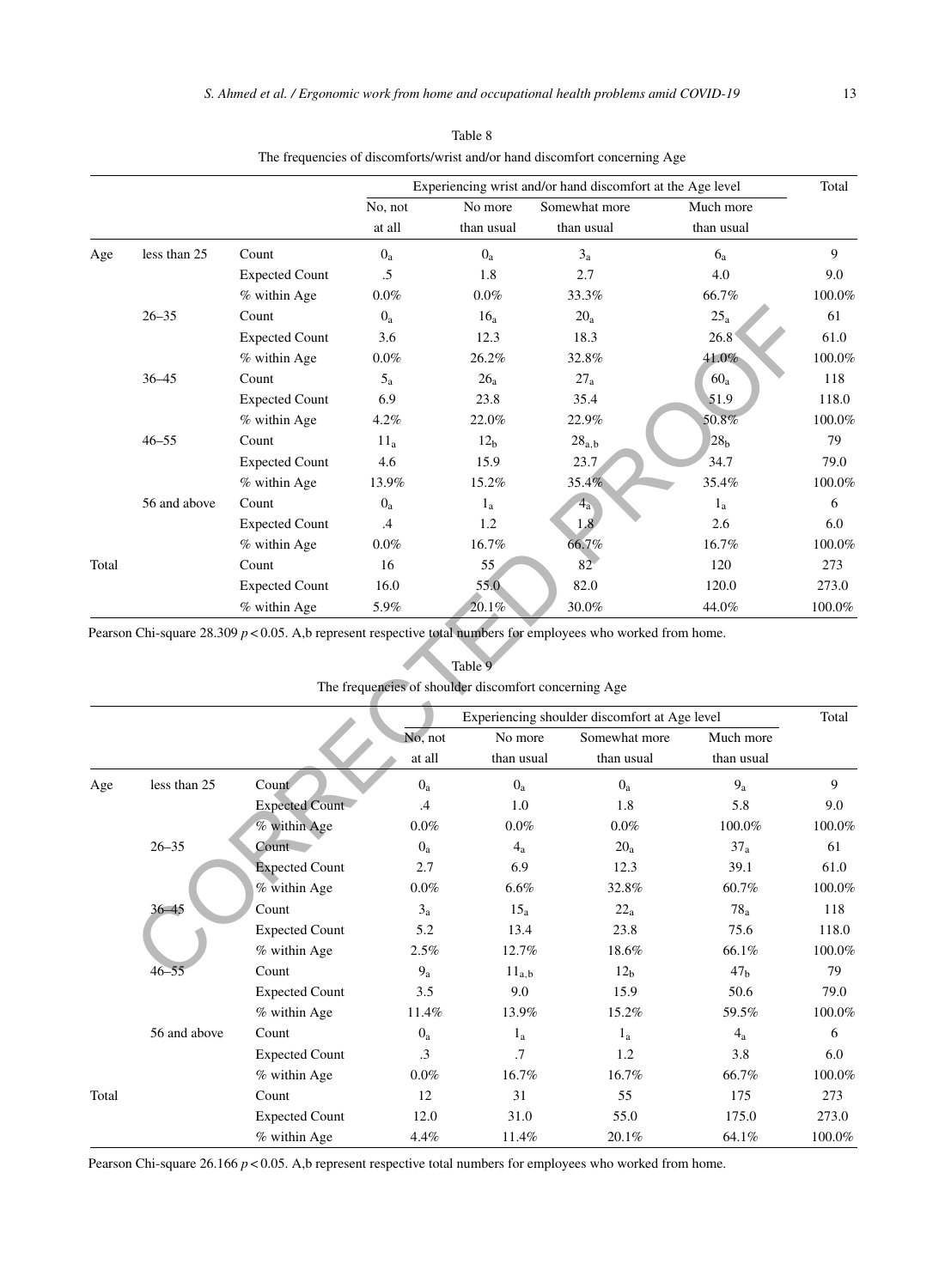Table 8

The frequencies of discomforts/wrist and/or hand discomfort concerning Age

| | | | Experiencing wrist and/or hand discomfort at the Age level | | | | Total |
|---|---|---|---|---|---|---|---|
| | | | No, not at all | No more than usual | Somewhat more than usual | Much more than usual | |
| Age | less than 25 | Count | $0_a$ | $0_a$ | $3_a$ | $6_a$ | 9 |
| | | Expected Count | .5 | 1.8 | 2.7 | 4.0 | 9.0 |
| | | % within Age | 0.0% | 0.0% | 33.3% | 66.7% | 100.0% |
| | 26–35 | Count | $0_a$ | $16_a$ | $20_a$ | $25_a$ | 61 |
| | | Expected Count | 3.6 | 12.3 | 18.3 | 26.8 | 61.0 |
| | | % within Age | 0.0% | 26.2% | 32.8% | 41.0% | 100.0% |
| | 36–45 | Count | $5_a$ | $26_a$ | $27_a$ | $60_a$ | 118 |
| | | Expected Count | 6.9 | 23.8 | 35.4 | 51.9 | 118.0 |
| | | % within Age | 4.2% | 22.0% | 22.9% | 50.8% | 100.0% |
| | 46–55 | Count | $11_a$ | $12_b$ | $28_{a,b}$ | $28_b$ | 79 |
| | | Expected Count | 4.6 | 15.9 | 23.7 | 34.7 | 79.0 |
| | | % within Age | 13.9% | 15.2% | 35.4% | 35.4% | 100.0% |
| | 56 and above | Count | $0_a$ | $1_a$ | $4_a$ | $1_a$ | 6 |
| | | Expected Count | .4 | 1.2 | 1.8 | 2.6 | 6.0 |
| | | % within Age | 0.0% | 16.7% | 66.7% | 16.7% | 100.0% |
| Total | | Count | 16 | 55 | 82 | 120 | 273 |
| | | Expected Count | 16.0 | 55.0 | 82.0 | 120.0 | 273.0 |
| | | % within Age | 5.9% | 20.1% | 30.0% | 44.0% | 100.0% |

Pearson Chi-square 28.309 $p < 0.05$. A,b represent respective total numbers for employees who worked from home.

Table 9

The frequencies of shoulder discomfort concerning Age

| | | | Experiencing shoulder discomfort at Age level | | | | Total |
|---|---|---|---|---|---|---|---|
| | | | No, not at all | No more than usual | Somewhat more than usual | Much more than usual | |
| Age | less than 25 | Count | $0_a$ | $0_a$ | $0_a$ | $9_a$ | 9 |
| | | Expected Count | .4 | 1.0 | 1.8 | 5.8 | 9.0 |
| | | % within Age | 0.0% | 0.0% | 0.0% | 100.0% | 100.0% |
| | 26–35 | Count | $0_a$ | $4_a$ | $20_a$ | $37_a$ | 61 |
| | | Expected Count | 2.7 | 6.9 | 12.3 | 39.1 | 61.0 |
| | | % within Age | 0.0% | 6.6% | 32.8% | 60.7% | 100.0% |
| | 36–45 | Count | $3_a$ | $15_a$ | $22_a$ | $78_a$ | 118 |
| | | Expected Count | 5.2 | 13.4 | 23.8 | 75.6 | 118.0 |
| | | % within Age | 2.5% | 12.7% | 18.6% | 66.1% | 100.0% |
| | 46–55 | Count | $9_a$ | $11_{a,b}$ | $12_b$ | $47_b$ | 79 |
| | | Expected Count | 3.5 | 9.0 | 15.9 | 50.6 | 79.0 |
| | | % within Age | 11.4% | 13.9% | 15.2% | 59.5% | 100.0% |
| | 56 and above | Count | $0_a$ | $1_a$ | $1_a$ | $4_a$ | 6 |
| | | Expected Count | .3 | .7 | 1.2 | 3.8 | 6.0 |
| | | % within Age | 0.0% | 16.7% | 16.7% | 66.7% | 100.0% |
| Total | | Count | 12 | 31 | 55 | 175 | 273 |
| | | Expected Count | 12.0 | 31.0 | 55.0 | 175.0 | 273.0 |
| | | % within Age | 4.4% | 11.4% | 20.1% | 64.1% | 100.0% |

Pearson Chi-square 26.166 $p < 0.05$. A,b represent respective total numbers for employees who worked from home.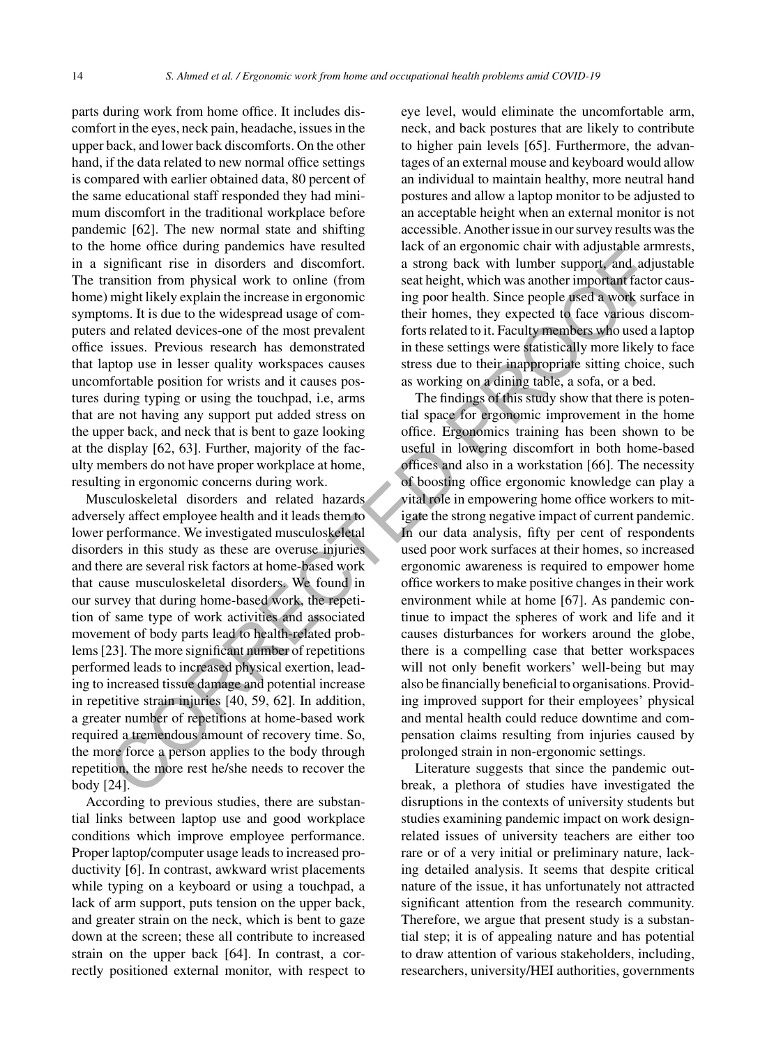parts during work from home office. It includes discomfort in the eyes, neck pain, headache, issues in the upper back, and lower back discomforts. On the other hand, if the data related to new normal office settings is compared with earlier obtained data, 80 percent of the same educational staff responded they had minimum discomfort in the traditional workplace before pandemic [62]. The new normal state and shifting to the home office during pandemics have resulted in a significant rise in disorders and discomfort. The transition from physical work to online (from home) might likely explain the increase in ergonomic symptoms. It is due to the widespread usage of computers and related devices-one of the most prevalent office issues. Previous research has demonstrated that laptop use in lesser quality workspaces causes uncomfortable position for wrists and it causes postures during typing or using the touchpad, i.e, arms that are not having any support put added stress on the upper back, and neck that is bent to gaze looking at the display [62, 63]. Further, majority of the faculty members do not have proper workplace at home, resulting in ergonomic concerns during work.

Musculoskeletal disorders and related hazards adversely affect employee health and it leads them to lower performance. We investigated musculoskeletal disorders in this study as these are overuse injuries and there are several risk factors at home-based work that cause musculoskeletal disorders. We found in our survey that during home-based work, the repetition of same type of work activities and associated movement of body parts lead to health-related problems [23]. The more significant number of repetitions performed leads to increased physical exertion, leading to increased tissue damage and potential increase in repetitive strain injuries [40, 59, 62]. In addition, a greater number of repetitions at home-based work required a tremendous amount of recovery time. So, the more force a person applies to the body through repetition, the more rest he/she needs to recover the body [24].

According to previous studies, there are substantial links between laptop use and good workplace conditions which improve employee performance. Proper laptop/computer usage leads to increased productivity [6]. In contrast, awkward wrist placements while typing on a keyboard or using a touchpad, a lack of arm support, puts tension on the upper back, and greater strain on the neck, which is bent to gaze down at the screen; these all contribute to increased strain on the upper back [64]. In contrast, a correctly positioned external monitor, with respect to eye level, would eliminate the uncomfortable arm, neck, and back postures that are likely to contribute to higher pain levels [65]. Furthermore, the advantages of an external mouse and keyboard would allow an individual to maintain healthy, more neutral hand postures and allow a laptop monitor to be adjusted to an acceptable height when an external monitor is not accessible. Another issue in our survey results was the lack of an ergonomic chair with adjustable armrests, a strong back with lumber support, and adjustable seat height, which was another important factor causing poor health. Since people used a work surface in their homes, they expected to face various discomforts related to it. Faculty members who used a laptop in these settings were statistically more likely to face stress due to their inappropriate sitting choice, such as working on a dining table, a sofa, or a bed.

The findings of this study show that there is potential space for ergonomic improvement in the home office. Ergonomics training has been shown to be useful in lowering discomfort in both home-based offices and also in a workstation [66]. The necessity of boosting office ergonomic knowledge can play a vital role in empowering home office workers to mitigate the strong negative impact of current pandemic. In our data analysis, fifty per cent of respondents used poor work surfaces at their homes, so increased ergonomic awareness is required to empower home office workers to make positive changes in their work environment while at home [67]. As pandemic continue to impact the spheres of work and life and it causes disturbances for workers around the globe, there is a compelling case that better workspaces will not only benefit workers' well-being but may also be financially beneficial to organisations. Providing improved support for their employees' physical and mental health could reduce downtime and compensation claims resulting from injuries caused by prolonged strain in non-ergonomic settings.

Literature suggests that since the pandemic outbreak, a plethora of studies have investigated the disruptions in the contexts of university students but studies examining pandemic impact on work design-related issues of university teachers are either too rare or of a very initial or preliminary nature, lacking detailed analysis. It seems that despite critical nature of the issue, it has unfortunately not attracted significant attention from the research community. Therefore, we argue that present study is a substantial step; it is of appealing nature and has potential to draw attention of various stakeholders, including, researchers, university/HEI authorities, governments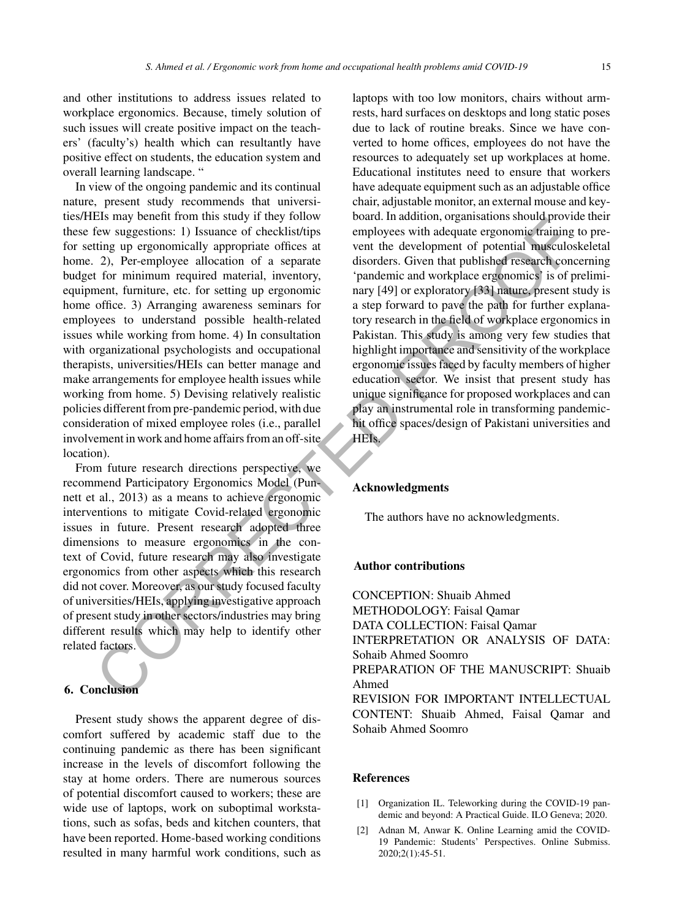and other institutions to address issues related to workplace ergonomics. Because, timely solution of such issues will create positive impact on the teachers' (faculty's) health which can resultantly have positive effect on students, the education system and overall learning landscape. "

In view of the ongoing pandemic and its continual nature, present study recommends that universities/HEIs may benefit from this study if they follow these few suggestions: 1) Issuance of checklist/tips for setting up ergonomically appropriate offices at home. 2), Per-employee allocation of a separate budget for minimum required material, inventory, equipment, furniture, etc. for setting up ergonomic home office. 3) Arranging awareness seminars for employees to understand possible health-related issues while working from home. 4) In consultation with organizational psychologists and occupational therapists, universities/HEIs can better manage and make arrangements for employee health issues while working from home. 5) Devising relatively realistic policies different from pre-pandemic period, with due consideration of mixed employee roles (i.e., parallel involvement in work and home affairs from an off-site location).

From future research directions perspective, we recommend Participatory Ergonomics Model (Punnett et al., 2013) as a means to achieve ergonomic interventions to mitigate Covid-related ergonomic issues in future. Present research adopted three dimensions to measure ergonomics in the context of Covid, future research may also investigate ergonomics from other aspects which this research did not cover. Moreover, as our study focused faculty of universities/HEIs, applying investigative approach of present study in other sectors/industries may bring different results which may help to identify other related factors.

## 6. Conclusion

Present study shows the apparent degree of discomfort suffered by academic staff due to the continuing pandemic as there has been significant increase in the levels of discomfort following the stay at home orders. There are numerous sources of potential discomfort caused to workers; these are wide use of laptops, work on suboptimal workstations, such as sofas, beds and kitchen counters, that have been reported. Home-based working conditions resulted in many harmful work conditions, such as laptops with too low monitors, chairs without armrests, hard surfaces on desktops and long static poses due to lack of routine breaks. Since we have converted to home offices, employees do not have the resources to adequately set up workplaces at home. Educational institutes need to ensure that workers have adequate equipment such as an adjustable office chair, adjustable monitor, an external mouse and keyboard. In addition, organisations should provide their employees with adequate ergonomic training to prevent the development of potential musculoskeletal disorders. Given that published research concerning 'pandemic and workplace ergonomics' is of preliminary [49] or exploratory [33] nature, present study is a step forward to pave the path for further explanatory research in the field of workplace ergonomics in Pakistan. This study is among very few studies that highlight importance and sensitivity of the workplace ergonomic issues faced by faculty members of higher education sector. We insist that present study has unique significance for proposed workplaces and can play an instrumental role in transforming pandemic-hit office spaces/design of Pakistani universities and HEIs.

## Acknowledgments

The authors have no acknowledgments.

## Author contributions

CONCEPTION: Shuaib Ahmed
METHODOLOGY: Faisal Qamar
DATA COLLECTION: Faisal Qamar
INTERPRETATION OR ANALYSIS OF DATA: Sohaib Ahmed Soomro
PREPARATION OF THE MANUSCRIPT: Shuaib Ahmed
REVISION FOR IMPORTANT INTELLECTUAL CONTENT: Shuaib Ahmed, Faisal Qamar and Sohaib Ahmed Soomro

## References

[1] Organization IL. Teleworking during the COVID-19 pandemic and beyond: A Practical Guide. ILO Geneva; 2020.

[2] Adnan M, Anwar K. Online Learning amid the COVID-19 Pandemic: Students' Perspectives. Online Submiss. 2020;2(1):45-51.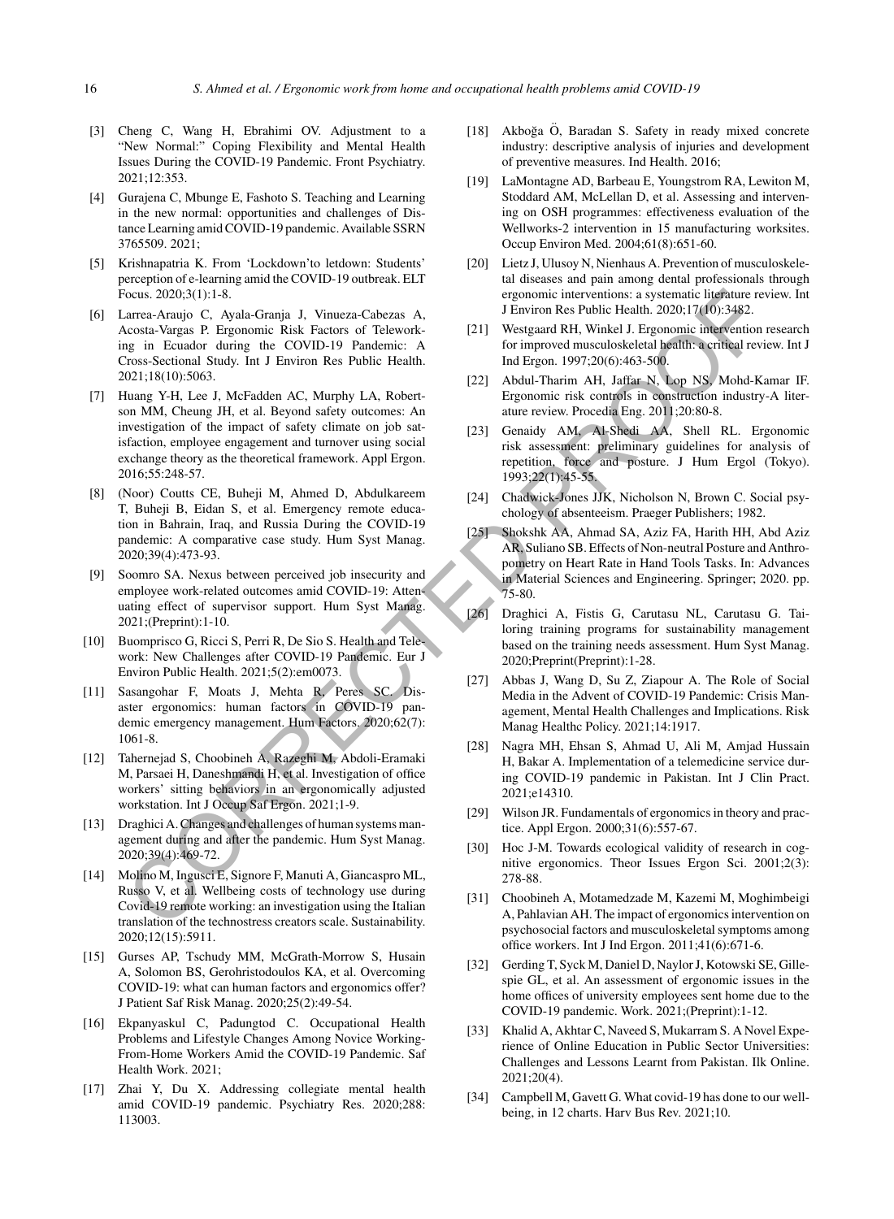[3] Cheng C, Wang H, Ebrahimi OV. Adjustment to a "New Normal:" Coping Flexibility and Mental Health Issues During the COVID-19 Pandemic. Front Psychiatry. 2021;12:353.

[4] Gurajena C, Mbunge E, Fashoto S. Teaching and Learning in the new normal: opportunities and challenges of Distance Learning amid COVID-19 pandemic. Available SSRN 3765509. 2021;

[5] Krishnapatria K. From 'Lockdown'to letdown: Students' perception of e-learning amid the COVID-19 outbreak. ELT Focus. 2020;3(1):1-8.

[6] Larrea-Araujo C, Ayala-Granja J, Vinueza-Cabezas A, Acosta-Vargas P. Ergonomic Risk Factors of Teleworking in Ecuador during the COVID-19 Pandemic: A Cross-Sectional Study. Int J Environ Res Public Health. 2021;18(10):5063.

[7] Huang Y-H, Lee J, McFadden AC, Murphy LA, Robertson MM, Cheung JH, et al. Beyond safety outcomes: An investigation of the impact of safety climate on job satisfaction, employee engagement and turnover using social exchange theory as the theoretical framework. Appl Ergon. 2016;55:248-57.

[8] (Noor) Coutts CE, Buheji M, Ahmed D, Abdulkareem T, Buheji B, Eidan S, et al. Emergency remote education in Bahrain, Iraq, and Russia During the COVID-19 pandemic: A comparative case study. Hum Syst Manag. 2020;39(4):473-93.

[9] Soomro SA. Nexus between perceived job insecurity and employee work-related outcomes amid COVID-19: Attenuating effect of supervisor support. Hum Syst Manag. 2021;(Preprint):1-10.

[10] Buomprisco G, Ricci S, Perri R, De Sio S. Health and Telework: New Challenges after COVID-19 Pandemic. Eur J Environ Public Health. 2021;5(2):em0073.

[11] Sasangohar F, Moats J, Mehta R, Peres SC. Disaster ergonomics: human factors in COVID-19 pandemic emergency management. Hum Factors. 2020;62(7): 1061-8.

[12] Tahernejad S, Choobineh A, Razeghi M, Abdoli-Eramaki M, Parsaei H, Daneshmandi H, et al. Investigation of office workers' sitting behaviors in an ergonomically adjusted workstation. Int J Occup Saf Ergon. 2021;1-9.

[13] Draghici A. Changes and challenges of human systems management during and after the pandemic. Hum Syst Manag. 2020;39(4):469-72.

[14] Molino M, Ingusci E, Signore F, Manuti A, Giancaspro ML, Russo V, et al. Wellbeing costs of technology use during Covid-19 remote working: an investigation using the Italian translation of the technostress creators scale. Sustainability. 2020;12(15):5911.

[15] Gurses AP, Tschudy MM, McGrath-Morrow S, Husain A, Solomon BS, Gerohristodoulos KA, et al. Overcoming COVID-19: what can human factors and ergonomics offer? J Patient Saf Risk Manag. 2020;25(2):49-54.

[16] Ekpanyaskul C, Padungtod C. Occupational Health Problems and Lifestyle Changes Among Novice Working-From-Home Workers Amid the COVID-19 Pandemic. Saf Health Work. 2021;

[17] Zhai Y, Du X. Addressing collegiate mental health amid COVID-19 pandemic. Psychiatry Res. 2020;288: 113003.

[18] Akboğa Ö, Baradan S. Safety in ready mixed concrete industry: descriptive analysis of injuries and development of preventive measures. Ind Health. 2016;

[19] LaMontagne AD, Barbeau E, Youngstrom RA, Lewiton M, Stoddard AM, McLellan D, et al. Assessing and intervening on OSH programmes: effectiveness evaluation of the Wellworks-2 intervention in 15 manufacturing worksites. Occup Environ Med. 2004;61(8):651-60.

[20] Lietz J, Ulusoy N, Nienhaus A. Prevention of musculoskeletal diseases and pain among dental professionals through ergonomic interventions: a systematic literature review. Int J Environ Res Public Health. 2020;17(10):3482.

[21] Westgaard RH, Winkel J. Ergonomic intervention research for improved musculoskeletal health: a critical review. Int J Ind Ergon. 1997;20(6):463-500.

[22] Abdul-Tharim AH, Jaffar N, Lop NS, Mohd-Kamar IF. Ergonomic risk controls in construction industry-A literature review. Procedia Eng. 2011;20:80-8.

[23] Genaidy AM, Al-Shedi AA, Shell RL. Ergonomic risk assessment: preliminary guidelines for analysis of repetition, force and posture. J Hum Ergol (Tokyo). 1993;22(1):45-55.

[24] Chadwick-Jones JJK, Nicholson N, Brown C. Social psychology of absenteeism. Praeger Publishers; 1982.

[25] Shokshk AA, Ahmad SA, Aziz FA, Harith HH, Abd Aziz AR, Suliano SB. Effects of Non-neutral Posture and Anthropometry on Heart Rate in Hand Tools Tasks. In: Advances in Material Sciences and Engineering. Springer; 2020. pp. 75-80.

[26] Draghici A, Fistis G, Carutasu NL, Carutasu G. Tailoring training programs for sustainability management based on the training needs assessment. Hum Syst Manag. 2020;Preprint(Preprint):1-28.

[27] Abbas J, Wang D, Su Z, Ziapour A. The Role of Social Media in the Advent of COVID-19 Pandemic: Crisis Management, Mental Health Challenges and Implications. Risk Manag Healthc Policy. 2021;14:1917.

[28] Nagra MH, Ehsan S, Ahmad U, Ali M, Amjad Hussain H, Bakar A. Implementation of a telemedicine service during COVID-19 pandemic in Pakistan. Int J Clin Pract. 2021;e14310.

[29] Wilson JR. Fundamentals of ergonomics in theory and practice. Appl Ergon. 2000;31(6):557-67.

[30] Hoc J-M. Towards ecological validity of research in cognitive ergonomics. Theor Issues Ergon Sci. 2001;2(3): 278-88.

[31] Choobineh A, Motamedzade M, Kazemi M, Moghimbeigi A, Pahlavian AH. The impact of ergonomics intervention on psychosocial factors and musculoskeletal symptoms among office workers. Int J Ind Ergon. 2011;41(6):671-6.

[32] Gerding T, Syck M, Daniel D, Naylor J, Kotowski SE, Gillespie GL, et al. An assessment of ergonomic issues in the home offices of university employees sent home due to the COVID-19 pandemic. Work. 2021;(Preprint):1-12.

[33] Khalid A, Akhtar C, Naveed S, Mukarram S. A Novel Experience of Online Education in Public Sector Universities: Challenges and Lessons Learnt from Pakistan. Ilk Online. 2021;20(4).

[34] Campbell M, Gavett G. What covid-19 has done to our well-being, in 12 charts. Harv Bus Rev. 2021;10.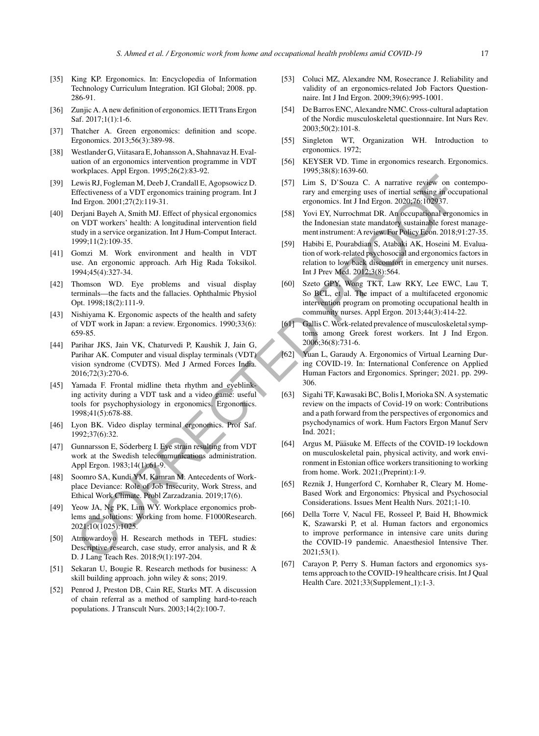[35] King KP. Ergonomics. In: Encyclopedia of Information Technology Curriculum Integration. IGI Global; 2008. pp. 286-91.

[36] Zunjic A. A new definition of ergonomics. IETI Trans Ergon Saf. 2017;1(1):1-6.

[37] Thatcher A. Green ergonomics: definition and scope. Ergonomics. 2013;56(3):389-98.

[38] Westlander G, Viitasara E, Johansson A, Shahnavaz H. Evaluation of an ergonomics intervention programme in VDT workplaces. Appl Ergon. 1995;26(2):83-92.

[39] Lewis RJ, Fogleman M, Deeb J, Crandall E, Agopsowicz D. Effectiveness of a VDT ergonomics training program. Int J Ind Ergon. 2001;27(2):119-31.

[40] Derjani Bayeh A, Smith MJ. Effect of physical ergonomics on VDT workers' health: A longitudinal intervention field study in a service organization. Int J Hum-Comput Interact. 1999;11(2):109-35.

[41] Gomzi M. Work environment and health in VDT use. An ergonomic approach. Arh Hig Rada Toksikol. 1994;45(4):327-34.

[42] Thomson WD. Eye problems and visual display terminals—the facts and the fallacies. Ophthalmic Physiol Opt. 1998;18(2):111-9.

[43] Nishiyama K. Ergonomic aspects of the health and safety of VDT work in Japan: a review. Ergonomics. 1990;33(6): 659-85.

[44] Parihar JKS, Jain VK, Chaturvedi P, Kaushik J, Jain G, Parihar AK. Computer and visual display terminals (VDT) vision syndrome (CVDTS). Med J Armed Forces India. 2016;72(3):270-6.

[45] Yamada F. Frontal midline theta rhythm and eyeblinking activity during a VDT task and a video game: useful tools for psychophysiology in ergonomics. Ergonomics. 1998;41(5):678-88.

[46] Lyon BK. Video display terminal ergonomics. Prof Saf. 1992;37(6):32.

[47] Gunnarsson E, Söderberg I. Eye strain resulting from VDT work at the Swedish telecommunications administration. Appl Ergon. 1983;14(1):61-9.

[48] Soomro SA, Kundi YM, Kamran M. Antecedents of Workplace Deviance: Role of Job Insecurity, Work Stress, and Ethical Work Climate. Probl Zarzadzania. 2019;17(6).

[49] Yeow JA, Ng PK, Lim WY. Workplace ergonomics problems and solutions: Working from home. F1000Research. 2021;10(1025):1025.

[50] Atmowardoyo H. Research methods in TEFL studies: Descriptive research, case study, error analysis, and R & D. J Lang Teach Res. 2018;9(1):197-204.

[51] Sekaran U, Bougie R. Research methods for business: A skill building approach. john wiley & sons; 2019.

[52] Penrod J, Preston DB, Cain RE, Starks MT. A discussion of chain referral as a method of sampling hard-to-reach populations. J Transcult Nurs. 2003;14(2):100-7.

[53] Coluci MZ, Alexandre NM, Rosecrance J. Reliability and validity of an ergonomics-related Job Factors Questionnaire. Int J Ind Ergon. 2009;39(6):995-1001.

[54] De Barros ENC, Alexandre NMC. Cross-cultural adaptation of the Nordic musculoskeletal questionnaire. Int Nurs Rev. 2003;50(2):101-8.

[55] Singleton WT, Organization WH. Introduction to ergonomics. 1972;

[56] KEYSER VD. Time in ergonomics research. Ergonomics. 1995;38(8):1639-60.

[57] Lim S, D'Souza C. A narrative review on contemporary and emerging uses of inertial sensing in occupational ergonomics. Int J Ind Ergon. 2020;76:102937.

[58] Yovi EY, Nurrochmat DR. An occupational ergonomics in the Indonesian state mandatory sustainable forest management instrument: A review. For Policy Econ. 2018;91:27-35.

[59] Habibi E, Pourabdian S, Atabaki AK, Hoseini M. Evaluation of work-related psychosocial and ergonomics factors in relation to low back discomfort in emergency unit nurses. Int J Prev Med. 2012;3(8):564.

[60] Szeto GPY, Wong TKT, Law RKY, Lee EWC, Lau T, So BCL, et al. The impact of a multifaceted ergonomic intervention program on promoting occupational health in community nurses. Appl Ergon. 2013;44(3):414-22.

[61] Gallis C. Work-related prevalence of musculoskeletal symptoms among Greek forest workers. Int J Ind Ergon. 2006;36(8):731-6.

[62] Yuan L, Garaudy A. Ergonomics of Virtual Learning During COVID-19. In: International Conference on Applied Human Factors and Ergonomics. Springer; 2021. pp. 299-306.

[63] Sigahi TF, Kawasaki BC, Bolis I, Morioka SN. A systematic review on the impacts of Covid-19 on work: Contributions and a path forward from the perspectives of ergonomics and psychodynamics of work. Hum Factors Ergon Manuf Serv Ind. 2021;

[64] Argus M, Pääsuke M. Effects of the COVID-19 lockdown on musculoskeletal pain, physical activity, and work environment in Estonian office workers transitioning to working from home. Work. 2021;(Preprint):1-9.

[65] Reznik J, Hungerford C, Kornhaber R, Cleary M. Home-Based Work and Ergonomics: Physical and Psychosocial Considerations. Issues Ment Health Nurs. 2021;1-10.

[66] Della Torre V, Nacul FE, Rosseel P, Baid H, Bhowmick K, Szawarski P, et al. Human factors and ergonomics to improve performance in intensive care units during the COVID-19 pandemic. Anaesthesiol Intensive Ther. 2021;53(1).

[67] Carayon P, Perry S. Human factors and ergonomics systems approach to the COVID-19 healthcare crisis. Int J Qual Health Care. 2021;33(Supplement_1):1-3.